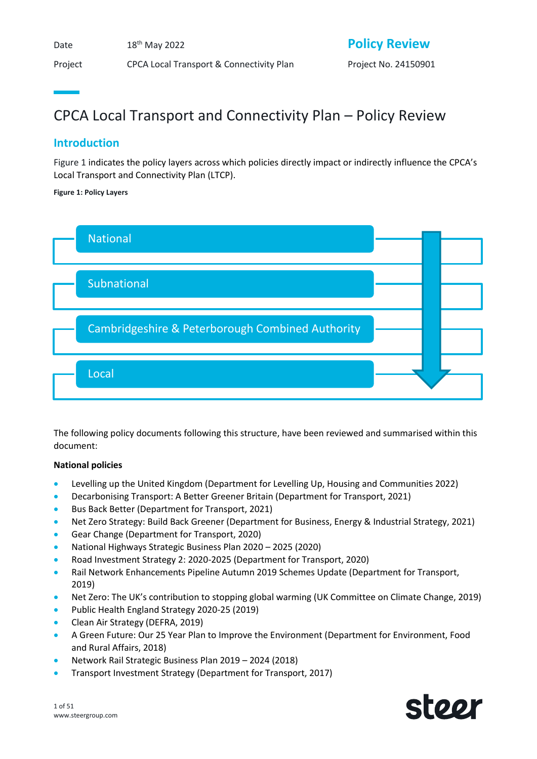| Date | 18th May 2022 | **Policy Review** |
|---|---|---|
| Project | CPCA Local Transport & Connectivity Plan | Project No. 24150901 |

# CPCA Local Transport and Connectivity Plan – Policy Review

## Introduction

Figure 1 indicates the policy layers across which policies directly impact or indirectly influence the CPCA's Local Transport and Connectivity Plan (LTCP).

**Figure 1: Policy Layers**

- National
- Subnational
- Cambridgeshire & Peterborough Combined Authority
- Local

The following policy documents following this structure, have been reviewed and summarised within this document:

**National policies**

- Levelling up the United Kingdom (Department for Levelling Up, Housing and Communities 2022)
- Decarbonising Transport: A Better Greener Britain (Department for Transport, 2021)
- Bus Back Better (Department for Transport, 2021)
- Net Zero Strategy: Build Back Greener (Department for Business, Energy & Industrial Strategy, 2021)
- Gear Change (Department for Transport, 2020)
- National Highways Strategic Business Plan 2020 – 2025 (2020)
- Road Investment Strategy 2: 2020-2025 (Department for Transport, 2020)
- Rail Network Enhancements Pipeline Autumn 2019 Schemes Update (Department for Transport, 2019)
- Net Zero: The UK's contribution to stopping global warming (UK Committee on Climate Change, 2019)
- Public Health England Strategy 2020-25 (2019)
- Clean Air Strategy (DEFRA, 2019)
- A Green Future: Our 25 Year Plan to Improve the Environment (Department for Environment, Food and Rural Affairs, 2018)
- Network Rail Strategic Business Plan 2019 – 2024 (2018)
- Transport Investment Strategy (Department for Transport, 2017)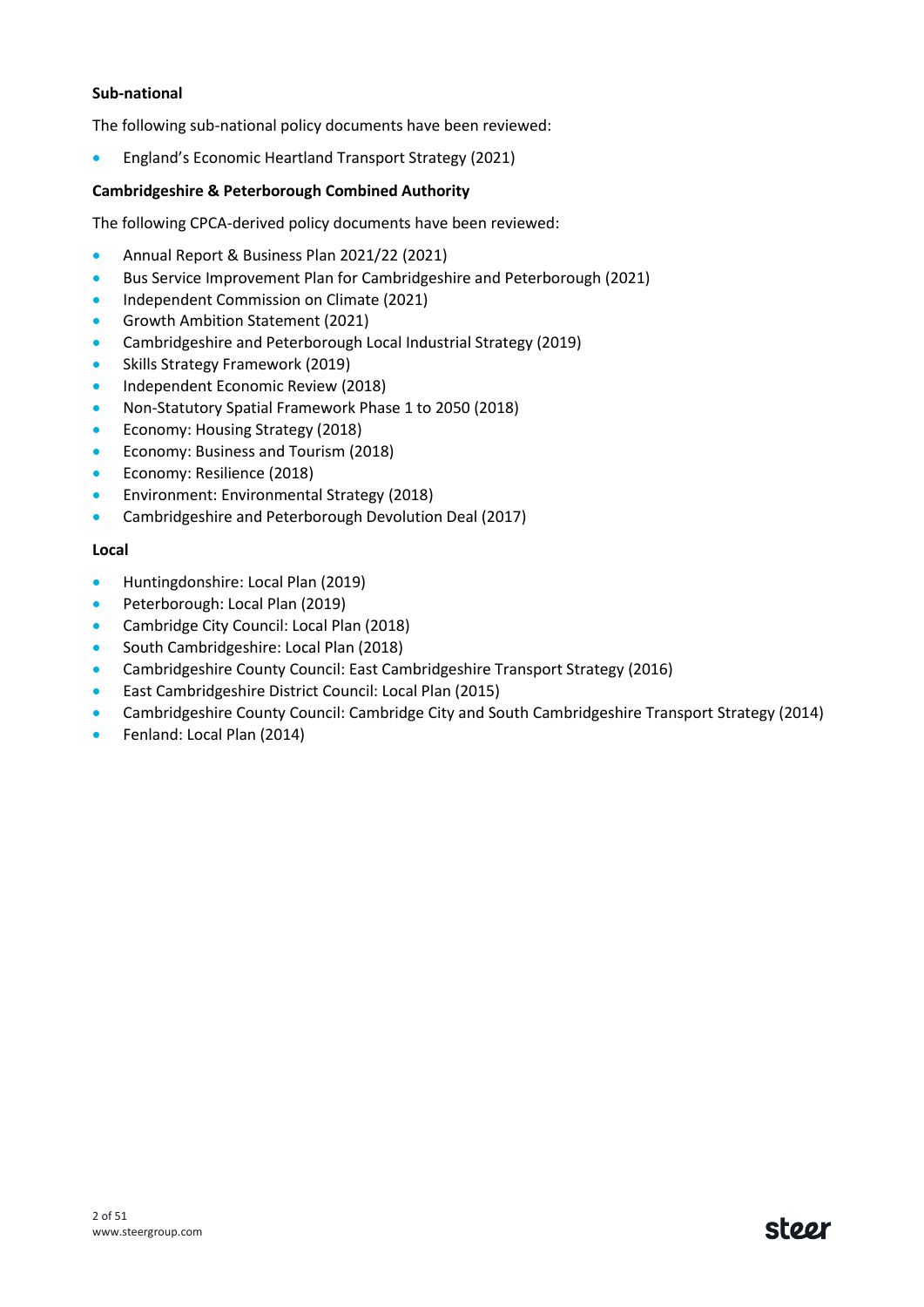**Sub-national**

The following sub-national policy documents have been reviewed:

- England's Economic Heartland Transport Strategy (2021)

**Cambridgeshire & Peterborough Combined Authority**

The following CPCA-derived policy documents have been reviewed:

- Annual Report & Business Plan 2021/22 (2021)
- Bus Service Improvement Plan for Cambridgeshire and Peterborough (2021)
- Independent Commission on Climate (2021)
- Growth Ambition Statement (2021)
- Cambridgeshire and Peterborough Local Industrial Strategy (2019)
- Skills Strategy Framework (2019)
- Independent Economic Review (2018)
- Non-Statutory Spatial Framework Phase 1 to 2050 (2018)
- Economy: Housing Strategy (2018)
- Economy: Business and Tourism (2018)
- Economy: Resilience (2018)
- Environment: Environmental Strategy (2018)
- Cambridgeshire and Peterborough Devolution Deal (2017)

**Local**

- Huntingdonshire: Local Plan (2019)
- Peterborough: Local Plan (2019)
- Cambridge City Council: Local Plan (2018)
- South Cambridgeshire: Local Plan (2018)
- Cambridgeshire County Council: East Cambridgeshire Transport Strategy (2016)
- East Cambridgeshire District Council: Local Plan (2015)
- Cambridgeshire County Council: Cambridge City and South Cambridgeshire Transport Strategy (2014)
- Fenland: Local Plan (2014)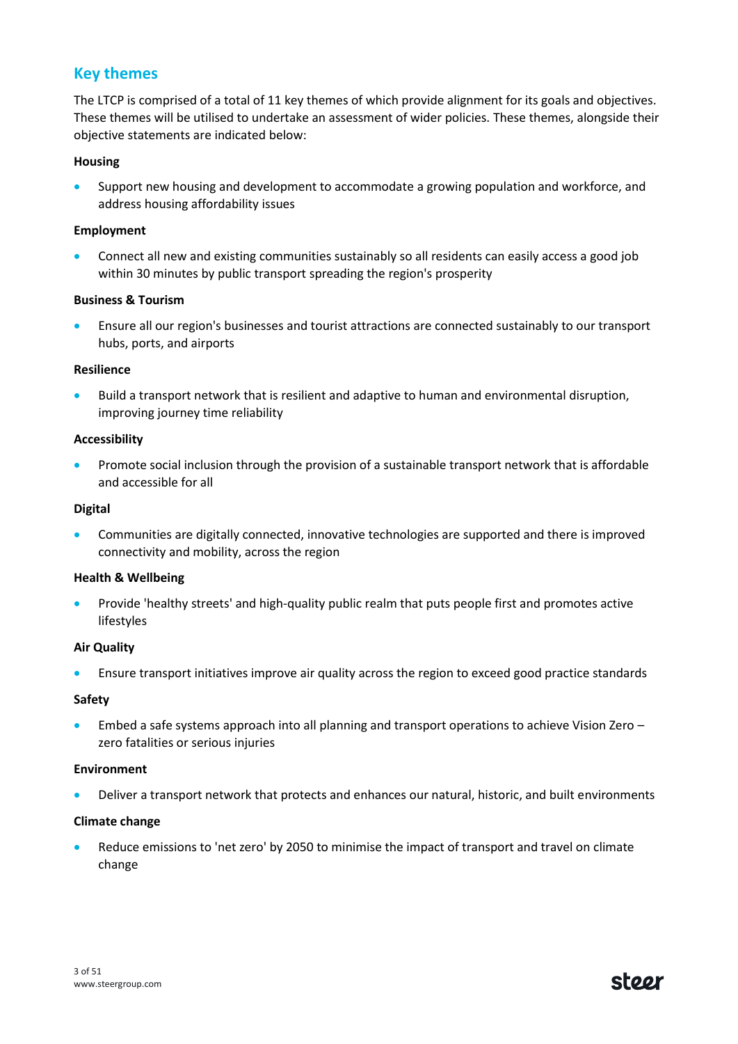## Key themes

The LTCP is comprised of a total of 11 key themes of which provide alignment for its goals and objectives. These themes will be utilised to undertake an assessment of wider policies. These themes, alongside their objective statements are indicated below:

**Housing**

- Support new housing and development to accommodate a growing population and workforce, and address housing affordability issues

**Employment**

- Connect all new and existing communities sustainably so all residents can easily access a good job within 30 minutes by public transport spreading the region's prosperity

**Business & Tourism**

- Ensure all our region's businesses and tourist attractions are connected sustainably to our transport hubs, ports, and airports

**Resilience**

- Build a transport network that is resilient and adaptive to human and environmental disruption, improving journey time reliability

**Accessibility**

- Promote social inclusion through the provision of a sustainable transport network that is affordable and accessible for all

**Digital**

- Communities are digitally connected, innovative technologies are supported and there is improved connectivity and mobility, across the region

**Health & Wellbeing**

- Provide 'healthy streets' and high-quality public realm that puts people first and promotes active lifestyles

**Air Quality**

- Ensure transport initiatives improve air quality across the region to exceed good practice standards

**Safety**

- Embed a safe systems approach into all planning and transport operations to achieve Vision Zero – zero fatalities or serious injuries

**Environment**

- Deliver a transport network that protects and enhances our natural, historic, and built environments

**Climate change**

- Reduce emissions to 'net zero' by 2050 to minimise the impact of transport and travel on climate change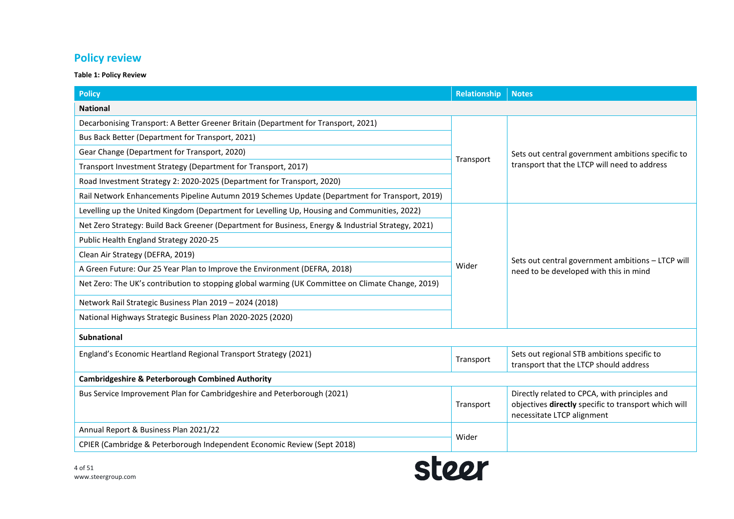## Policy review

**Table 1: Policy Review**

| Policy | Relationship | Notes |
|---|---|---|
| **National** | | |
| Decarbonising Transport: A Better Greener Britain (Department for Transport, 2021) | Transport | Sets out central government ambitions specific to transport that the LTCP will need to address |
| Bus Back Better (Department for Transport, 2021) | | |
| Gear Change (Department for Transport, 2020) | | |
| Transport Investment Strategy (Department for Transport, 2017) | | |
| Road Investment Strategy 2: 2020-2025 (Department for Transport, 2020) | | |
| Rail Network Enhancements Pipeline Autumn 2019 Schemes Update (Department for Transport, 2019) | | |
| Levelling up the United Kingdom (Department for Levelling Up, Housing and Communities, 2022) | Wider | Sets out central government ambitions – LTCP will need to be developed with this in mind |
| Net Zero Strategy: Build Back Greener (Department for Business, Energy & Industrial Strategy, 2021) | | |
| Public Health England Strategy 2020-25 | | |
| Clean Air Strategy (DEFRA, 2019) | | |
| A Green Future: Our 25 Year Plan to Improve the Environment (DEFRA, 2018) | | |
| Net Zero: The UK's contribution to stopping global warming (UK Committee on Climate Change, 2019) | | |
| Network Rail Strategic Business Plan 2019 – 2024 (2018) | | |
| National Highways Strategic Business Plan 2020-2025 (2020) | | |
| **Subnational** | | |
| England's Economic Heartland Regional Transport Strategy (2021) | Transport | Sets out regional STB ambitions specific to transport that the LTCP should address |
| **Cambridgeshire & Peterborough Combined Authority** | | |
| Bus Service Improvement Plan for Cambridgeshire and Peterborough (2021) | Transport | Directly related to CPCA, with principles and objectives **directly** specific to transport which will necessitate LTCP alignment |
| Annual Report & Business Plan 2021/22 | Wider | |
| CPIER (Cambridge & Peterborough Independent Economic Review (Sept 2018) | | |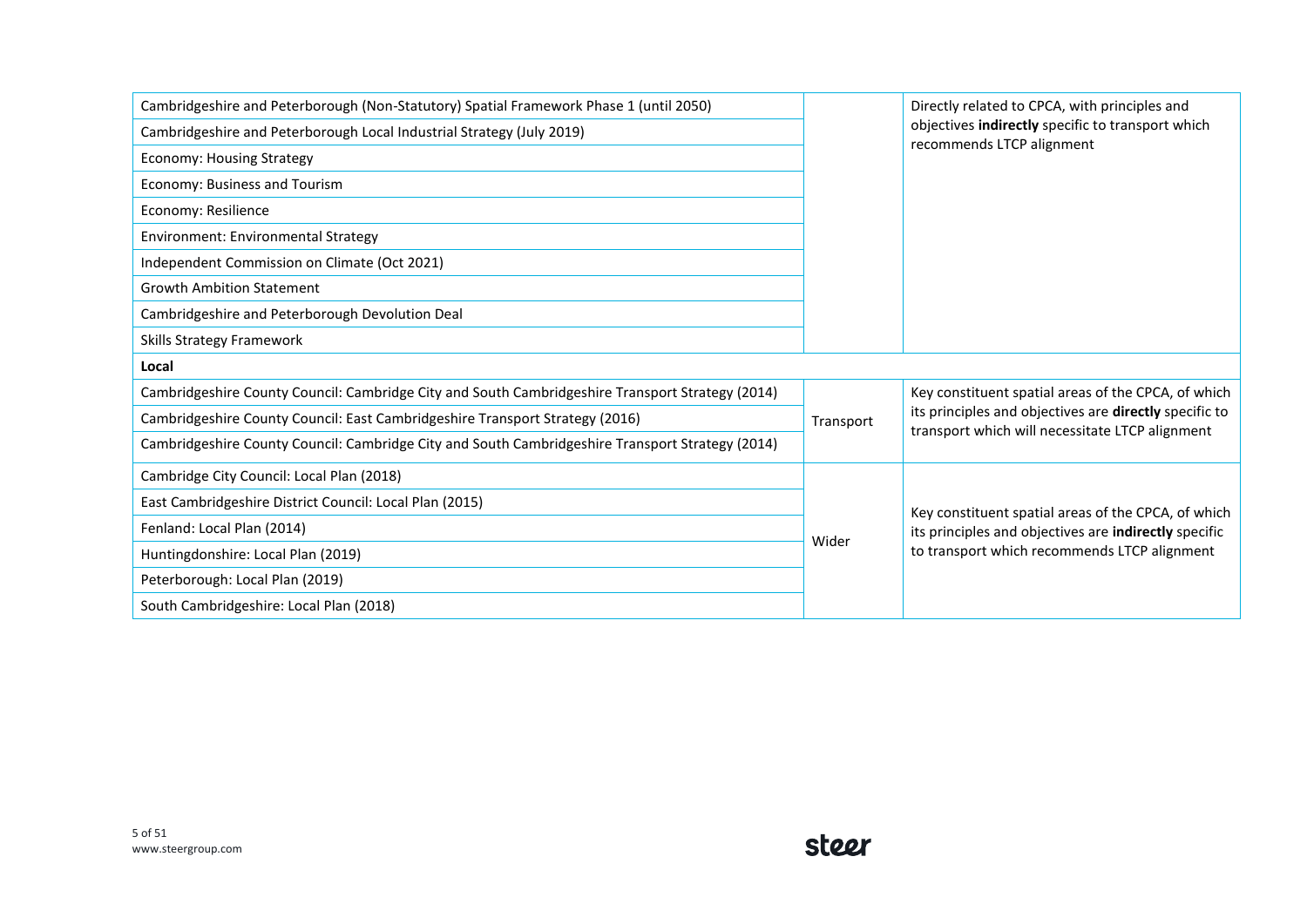| | | |
|---|---|---|
| Cambridgeshire and Peterborough (Non-Statutory) Spatial Framework Phase 1 (until 2050) | | Directly related to CPCA, with principles and objectives **indirectly** specific to transport which recommends LTCP alignment |
| Cambridgeshire and Peterborough Local Industrial Strategy (July 2019) | | |
| Economy: Housing Strategy | | |
| Economy: Business and Tourism | | |
| Economy: Resilience | | |
| Environment: Environmental Strategy | | |
| Independent Commission on Climate (Oct 2021) | | |
| Growth Ambition Statement | | |
| Cambridgeshire and Peterborough Devolution Deal | | |
| Skills Strategy Framework | | |
| **Local** | | |
| Cambridgeshire County Council: Cambridge City and South Cambridgeshire Transport Strategy (2014) | Transport | Key constituent spatial areas of the CPCA, of which its principles and objectives are **directly** specific to transport which will necessitate LTCP alignment |
| Cambridgeshire County Council: East Cambridgeshire Transport Strategy (2016) | | |
| Cambridgeshire County Council: Cambridge City and South Cambridgeshire Transport Strategy (2014) | | |
| Cambridge City Council: Local Plan (2018) | Wider | Key constituent spatial areas of the CPCA, of which its principles and objectives are **indirectly** specific to transport which recommends LTCP alignment |
| East Cambridgeshire District Council: Local Plan (2015) | | |
| Fenland: Local Plan (2014) | | |
| Huntingdonshire: Local Plan (2019) | | |
| Peterborough: Local Plan (2019) | | |
| South Cambridgeshire: Local Plan (2018) | | |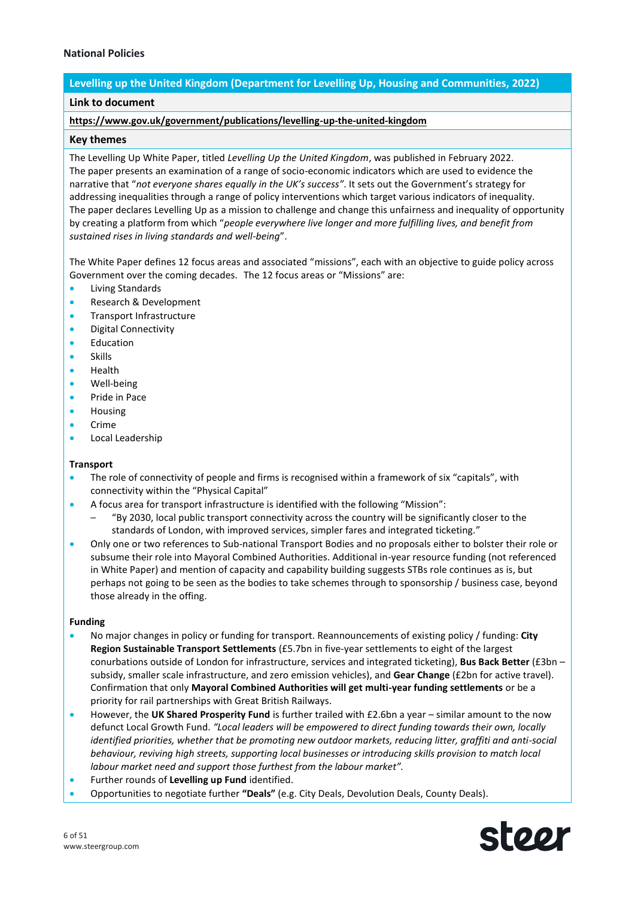## National Policies

### Levelling up the United Kingdom (Department for Levelling Up, Housing and Communities, 2022)

**Link to document**

**https://www.gov.uk/government/publications/levelling-up-the-united-kingdom**

**Key themes**

The Levelling Up White Paper, titled *Levelling Up the United Kingdom*, was published in February 2022. The paper presents an examination of a range of socio-economic indicators which are used to evidence the narrative that "*not everyone shares equally in the UK's success"*. It sets out the Government's strategy for addressing inequalities through a range of policy interventions which target various indicators of inequality. The paper declares Levelling Up as a mission to challenge and change this unfairness and inequality of opportunity by creating a platform from which "*people everywhere live longer and more fulfilling lives, and benefit from sustained rises in living standards and well-being*".

The White Paper defines 12 focus areas and associated "missions", each with an objective to guide policy across Government over the coming decades. The 12 focus areas or "Missions" are:

- Living Standards
- Research & Development
- Transport Infrastructure
- Digital Connectivity
- Education
- Skills
- Health
- Well-being
- Pride in Pace
- Housing
- Crime
- Local Leadership

**Transport**

- The role of connectivity of people and firms is recognised within a framework of six "capitals", with connectivity within the "Physical Capital"
- A focus area for transport infrastructure is identified with the following "Mission":
  - "By 2030, local public transport connectivity across the country will be significantly closer to the standards of London, with improved services, simpler fares and integrated ticketing."
- Only one or two references to Sub-national Transport Bodies and no proposals either to bolster their role or subsume their role into Mayoral Combined Authorities. Additional in-year resource funding (not referenced in White Paper) and mention of capacity and capability building suggests STBs role continues as is, but perhaps not going to be seen as the bodies to take schemes through to sponsorship / business case, beyond those already in the offing.

**Funding**

- No major changes in policy or funding for transport. Reannouncements of existing policy / funding: **City Region Sustainable Transport Settlements** (£5.7bn in five-year settlements to eight of the largest conurbations outside of London for infrastructure, services and integrated ticketing), **Bus Back Better** (£3bn – subsidy, smaller scale infrastructure, and zero emission vehicles), and **Gear Change** (£2bn for active travel). Confirmation that only **Mayoral Combined Authorities will get multi-year funding settlements** or be a priority for rail partnerships with Great British Railways.
- However, the **UK Shared Prosperity Fund** is further trailed with £2.6bn a year – similar amount to the now defunct Local Growth Fund. *"Local leaders will be empowered to direct funding towards their own, locally identified priorities, whether that be promoting new outdoor markets, reducing litter, graffiti and anti-social behaviour, reviving high streets, supporting local businesses or introducing skills provision to match local labour market need and support those furthest from the labour market".*
- Further rounds of **Levelling up Fund** identified.
- Opportunities to negotiate further **"Deals"** (e.g. City Deals, Devolution Deals, County Deals).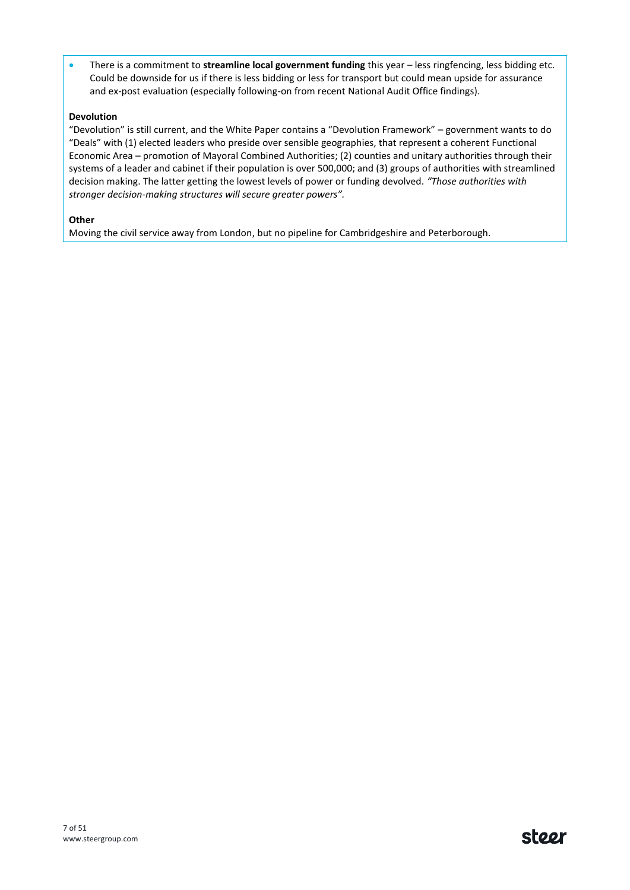- There is a commitment to **streamline local government funding** this year – less ringfencing, less bidding etc. Could be downside for us if there is less bidding or less for transport but could mean upside for assurance and ex-post evaluation (especially following-on from recent National Audit Office findings).

**Devolution**

"Devolution" is still current, and the White Paper contains a "Devolution Framework" – government wants to do "Deals" with (1) elected leaders who preside over sensible geographies, that represent a coherent Functional Economic Area – promotion of Mayoral Combined Authorities; (2) counties and unitary authorities through their systems of a leader and cabinet if their population is over 500,000; and (3) groups of authorities with streamlined decision making. The latter getting the lowest levels of power or funding devolved. *"Those authorities with stronger decision-making structures will secure greater powers".*

**Other**

Moving the civil service away from London, but no pipeline for Cambridgeshire and Peterborough.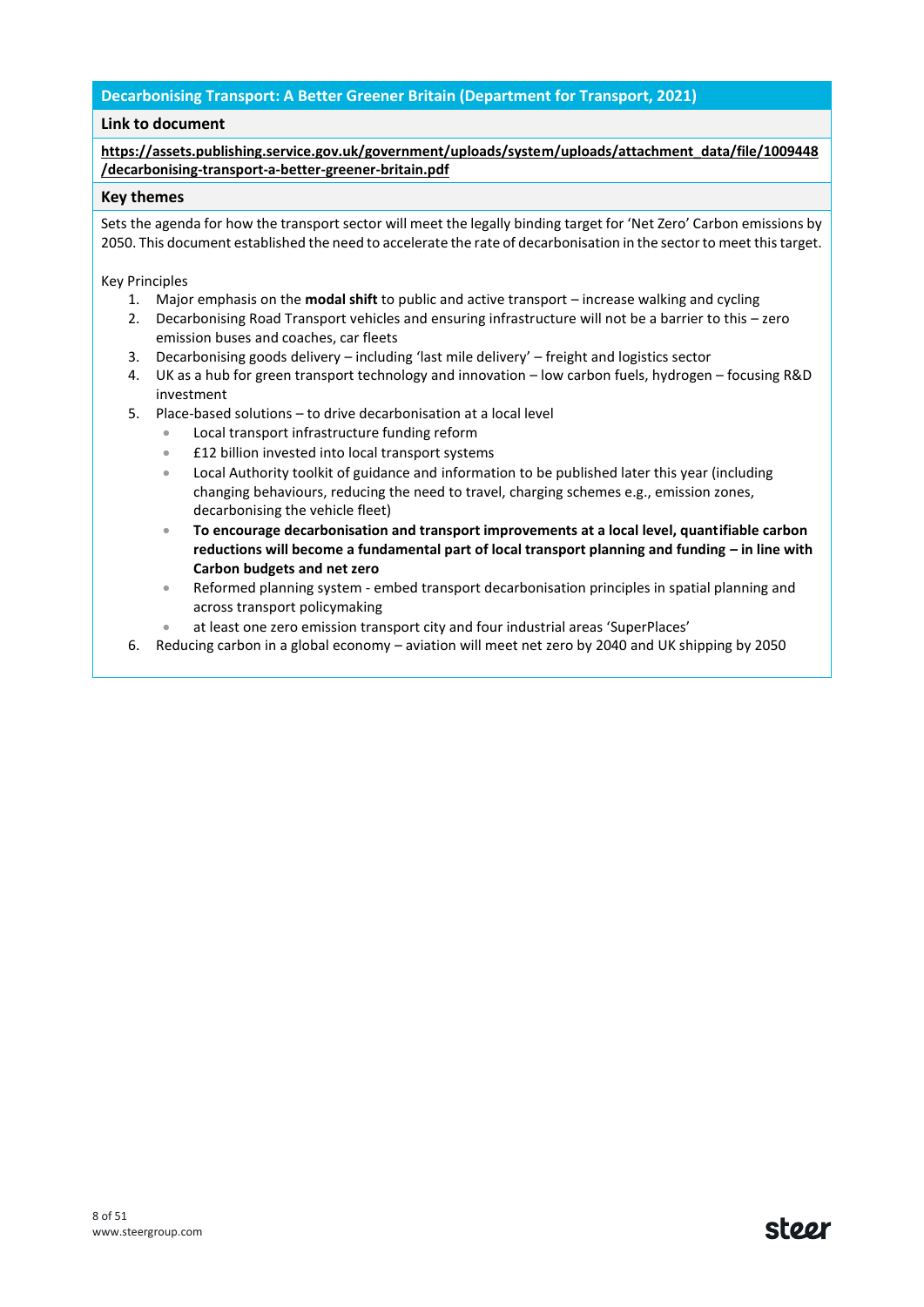## Decarbonising Transport: A Better Greener Britain (Department for Transport, 2021)

### Link to document

**https://assets.publishing.service.gov.uk/government/uploads/system/uploads/attachment_data/file/1009448/decarbonising-transport-a-better-greener-britain.pdf**

### Key themes

Sets the agenda for how the transport sector will meet the legally binding target for 'Net Zero' Carbon emissions by 2050. This document established the need to accelerate the rate of decarbonisation in the sector to meet this target.

Key Principles

1. Major emphasis on the **modal shift** to public and active transport – increase walking and cycling
2. Decarbonising Road Transport vehicles and ensuring infrastructure will not be a barrier to this – zero emission buses and coaches, car fleets
3. Decarbonising goods delivery – including 'last mile delivery' – freight and logistics sector
4. UK as a hub for green transport technology and innovation – low carbon fuels, hydrogen – focusing R&D investment
5. Place-based solutions – to drive decarbonisation at a local level
   - Local transport infrastructure funding reform
   - £12 billion invested into local transport systems
   - Local Authority toolkit of guidance and information to be published later this year (including changing behaviours, reducing the need to travel, charging schemes e.g., emission zones, decarbonising the vehicle fleet)
   - **To encourage decarbonisation and transport improvements at a local level, quantifiable carbon reductions will become a fundamental part of local transport planning and funding – in line with Carbon budgets and net zero**
   - Reformed planning system - embed transport decarbonisation principles in spatial planning and across transport policymaking
   - at least one zero emission transport city and four industrial areas 'SuperPlaces'
6. Reducing carbon in a global economy – aviation will meet net zero by 2040 and UK shipping by 2050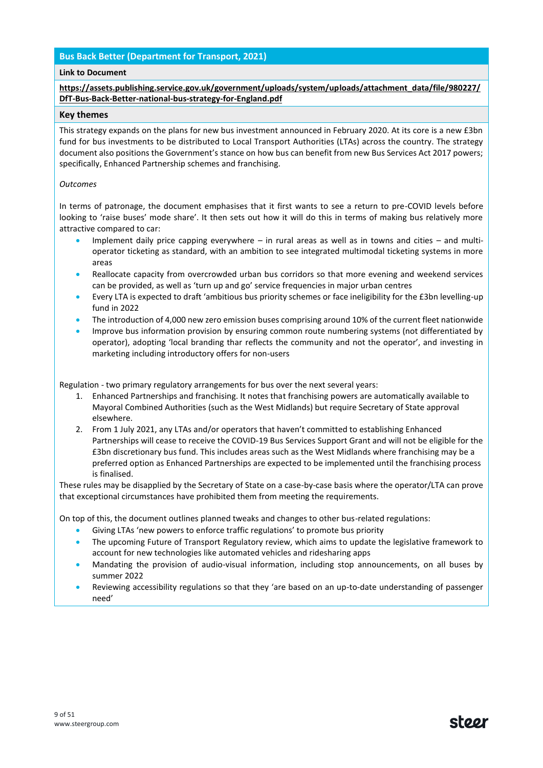## Bus Back Better (Department for Transport, 2021)

**Link to Document**

**https://assets.publishing.service.gov.uk/government/uploads/system/uploads/attachment_data/file/980227/DfT-Bus-Back-Better-national-bus-strategy-for-England.pdf**

### Key themes

This strategy expands on the plans for new bus investment announced in February 2020. At its core is a new £3bn fund for bus investments to be distributed to Local Transport Authorities (LTAs) across the country. The strategy document also positions the Government's stance on how bus can benefit from new Bus Services Act 2017 powers; specifically, Enhanced Partnership schemes and franchising.

*Outcomes*

In terms of patronage, the document emphasises that it first wants to see a return to pre-COVID levels before looking to 'raise buses' mode share'. It then sets out how it will do this in terms of making bus relatively more attractive compared to car:

- Implement daily price capping everywhere – in rural areas as well as in towns and cities – and multi-operator ticketing as standard, with an ambition to see integrated multimodal ticketing systems in more areas
- Reallocate capacity from overcrowded urban bus corridors so that more evening and weekend services can be provided, as well as 'turn up and go' service frequencies in major urban centres
- Every LTA is expected to draft 'ambitious bus priority schemes or face ineligibility for the £3bn levelling-up fund in 2022
- The introduction of 4,000 new zero emission buses comprising around 10% of the current fleet nationwide
- Improve bus information provision by ensuring common route numbering systems (not differentiated by operator), adopting 'local branding thar reflects the community and not the operator', and investing in marketing including introductory offers for non-users

Regulation - two primary regulatory arrangements for bus over the next several years:

1. Enhanced Partnerships and franchising. It notes that franchising powers are automatically available to Mayoral Combined Authorities (such as the West Midlands) but require Secretary of State approval elsewhere.
2. From 1 July 2021, any LTAs and/or operators that haven't committed to establishing Enhanced Partnerships will cease to receive the COVID-19 Bus Services Support Grant and will not be eligible for the £3bn discretionary bus fund. This includes areas such as the West Midlands where franchising may be a preferred option as Enhanced Partnerships are expected to be implemented until the franchising process is finalised.

These rules may be disapplied by the Secretary of State on a case-by-case basis where the operator/LTA can prove that exceptional circumstances have prohibited them from meeting the requirements.

On top of this, the document outlines planned tweaks and changes to other bus-related regulations:

- Giving LTAs 'new powers to enforce traffic regulations' to promote bus priority
- The upcoming Future of Transport Regulatory review, which aims to update the legislative framework to account for new technologies like automated vehicles and ridesharing apps
- Mandating the provision of audio-visual information, including stop announcements, on all buses by summer 2022
- Reviewing accessibility regulations so that they 'are based on an up-to-date understanding of passenger need'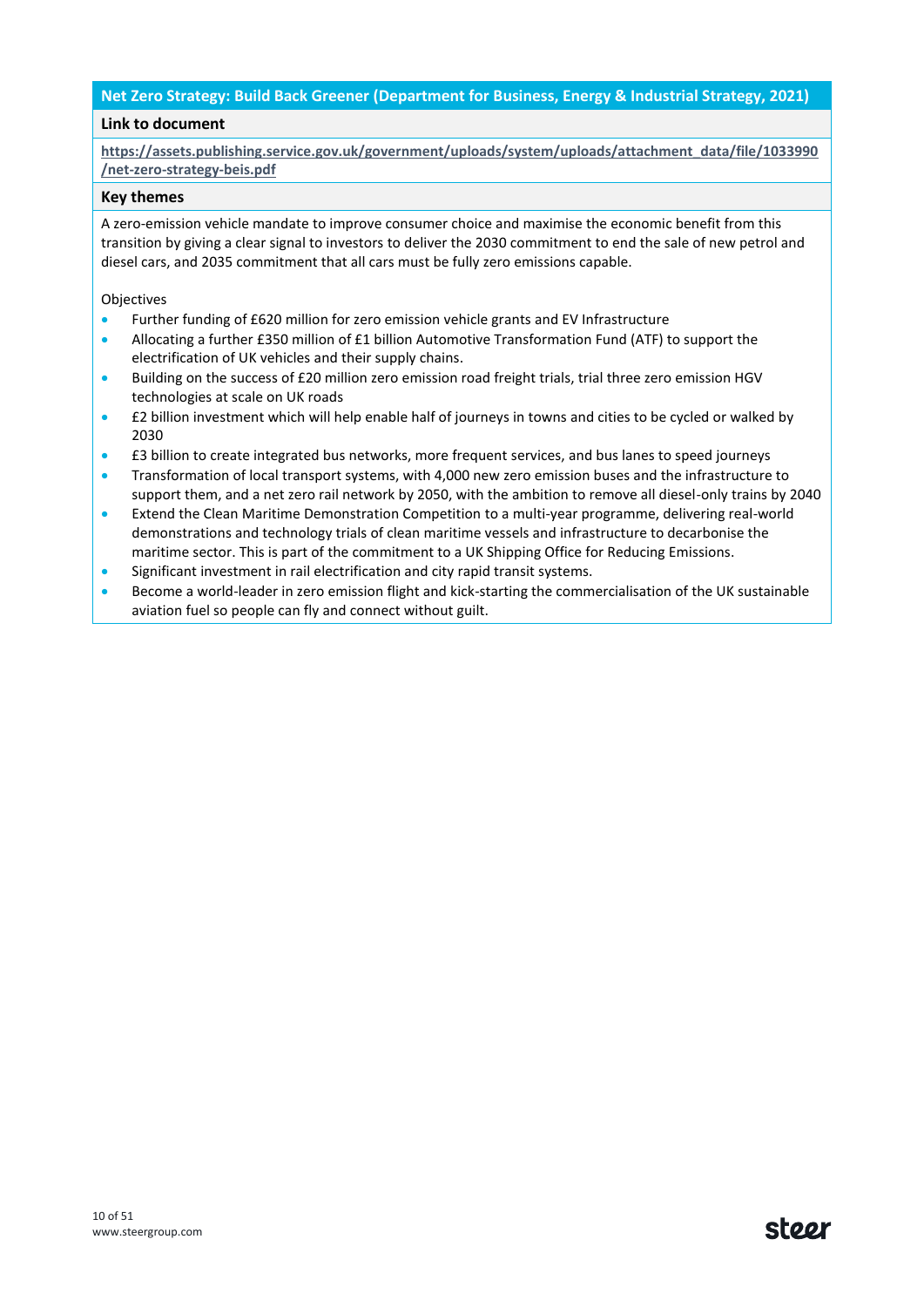## Net Zero Strategy: Build Back Greener (Department for Business, Energy & Industrial Strategy, 2021)

### Link to document

[https://assets.publishing.service.gov.uk/government/uploads/system/uploads/attachment_data/file/1033990/net-zero-strategy-beis.pdf](https://assets.publishing.service.gov.uk/government/uploads/system/uploads/attachment_data/file/1033990/net-zero-strategy-beis.pdf)

### Key themes

A zero-emission vehicle mandate to improve consumer choice and maximise the economic benefit from this transition by giving a clear signal to investors to deliver the 2030 commitment to end the sale of new petrol and diesel cars, and 2035 commitment that all cars must be fully zero emissions capable.

Objectives

- Further funding of £620 million for zero emission vehicle grants and EV Infrastructure
- Allocating a further £350 million of £1 billion Automotive Transformation Fund (ATF) to support the electrification of UK vehicles and their supply chains.
- Building on the success of £20 million zero emission road freight trials, trial three zero emission HGV technologies at scale on UK roads
- £2 billion investment which will help enable half of journeys in towns and cities to be cycled or walked by 2030
- £3 billion to create integrated bus networks, more frequent services, and bus lanes to speed journeys
- Transformation of local transport systems, with 4,000 new zero emission buses and the infrastructure to support them, and a net zero rail network by 2050, with the ambition to remove all diesel-only trains by 2040
- Extend the Clean Maritime Demonstration Competition to a multi-year programme, delivering real-world demonstrations and technology trials of clean maritime vessels and infrastructure to decarbonise the maritime sector. This is part of the commitment to a UK Shipping Office for Reducing Emissions.
- Significant investment in rail electrification and city rapid transit systems.
- Become a world-leader in zero emission flight and kick-starting the commercialisation of the UK sustainable aviation fuel so people can fly and connect without guilt.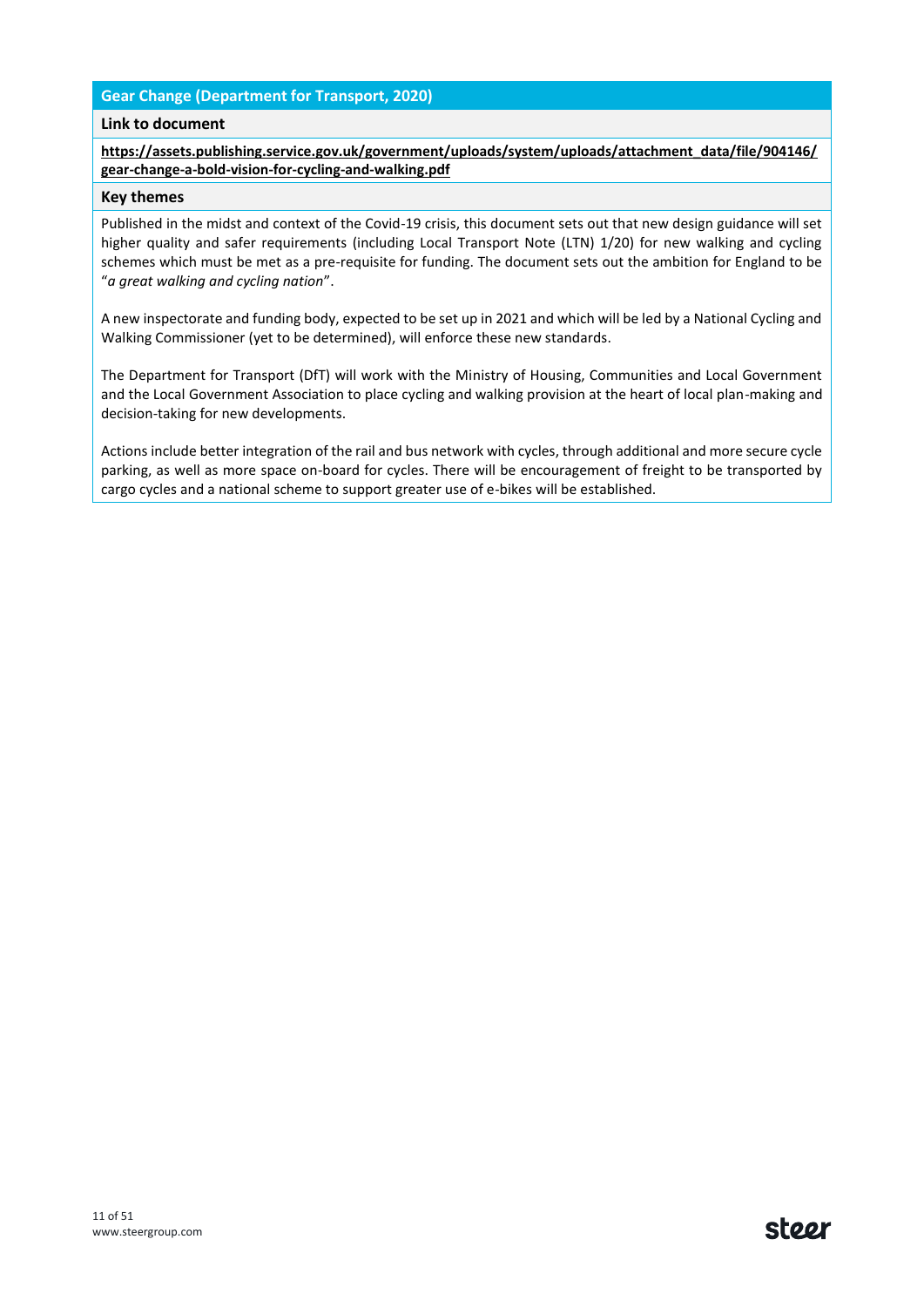## Gear Change (Department for Transport, 2020)

**Link to document**

**https://assets.publishing.service.gov.uk/government/uploads/system/uploads/attachment_data/file/904146/gear-change-a-bold-vision-for-cycling-and-walking.pdf**

**Key themes**

Published in the midst and context of the Covid-19 crisis, this document sets out that new design guidance will set higher quality and safer requirements (including Local Transport Note (LTN) 1/20) for new walking and cycling schemes which must be met as a pre-requisite for funding. The document sets out the ambition for England to be "*a great walking and cycling nation*".

A new inspectorate and funding body, expected to be set up in 2021 and which will be led by a National Cycling and Walking Commissioner (yet to be determined), will enforce these new standards.

The Department for Transport (DfT) will work with the Ministry of Housing, Communities and Local Government and the Local Government Association to place cycling and walking provision at the heart of local plan-making and decision-taking for new developments.

Actions include better integration of the rail and bus network with cycles, through additional and more secure cycle parking, as well as more space on-board for cycles. There will be encouragement of freight to be transported by cargo cycles and a national scheme to support greater use of e-bikes will be established.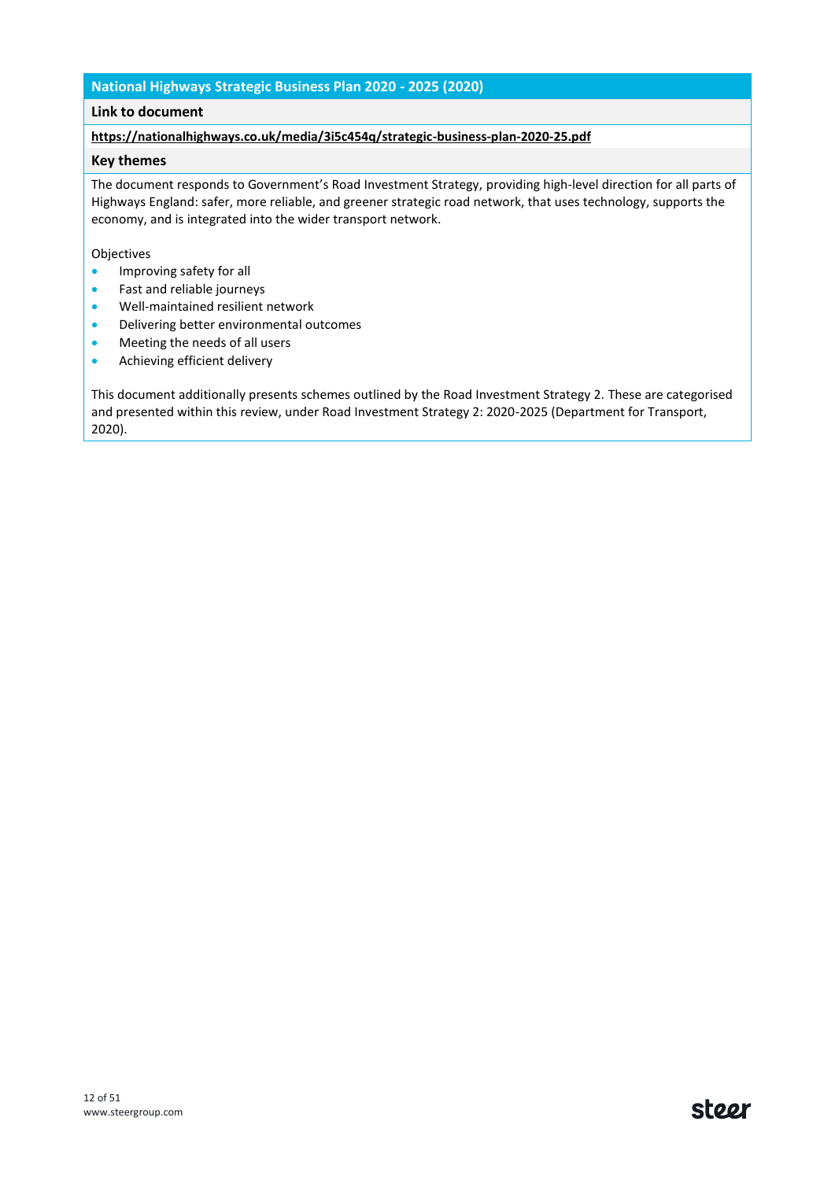## National Highways Strategic Business Plan 2020 - 2025 (2020)

**Link to document**

**https://nationalhighways.co.uk/media/3i5c454q/strategic-business-plan-2020-25.pdf**

**Key themes**

The document responds to Government's Road Investment Strategy, providing high-level direction for all parts of Highways England: safer, more reliable, and greener strategic road network, that uses technology, supports the economy, and is integrated into the wider transport network.

Objectives

- Improving safety for all
- Fast and reliable journeys
- Well-maintained resilient network
- Delivering better environmental outcomes
- Meeting the needs of all users
- Achieving efficient delivery

This document additionally presents schemes outlined by the Road Investment Strategy 2. These are categorised and presented within this review, under Road Investment Strategy 2: 2020-2025 (Department for Transport, 2020).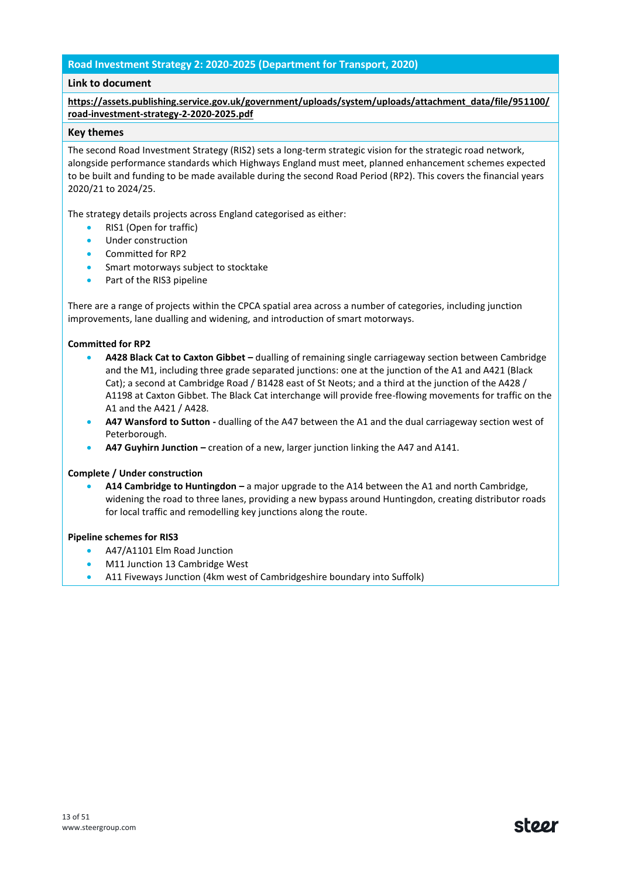## Road Investment Strategy 2: 2020-2025 (Department for Transport, 2020)

### Link to document

**https://assets.publishing.service.gov.uk/government/uploads/system/uploads/attachment_data/file/951100/road-investment-strategy-2-2020-2025.pdf**

### Key themes

The second Road Investment Strategy (RIS2) sets a long-term strategic vision for the strategic road network, alongside performance standards which Highways England must meet, planned enhancement schemes expected to be built and funding to be made available during the second Road Period (RP2). This covers the financial years 2020/21 to 2024/25.

The strategy details projects across England categorised as either:

- RIS1 (Open for traffic)
- Under construction
- Committed for RP2
- Smart motorways subject to stocktake
- Part of the RIS3 pipeline

There are a range of projects within the CPCA spatial area across a number of categories, including junction improvements, lane dualling and widening, and introduction of smart motorways.

**Committed for RP2**

- **A428 Black Cat to Caxton Gibbet –** dualling of remaining single carriageway section between Cambridge and the M1, including three grade separated junctions: one at the junction of the A1 and A421 (Black Cat); a second at Cambridge Road / B1428 east of St Neots; and a third at the junction of the A428 / A1198 at Caxton Gibbet. The Black Cat interchange will provide free-flowing movements for traffic on the A1 and the A421 / A428.
- **A47 Wansford to Sutton -** dualling of the A47 between the A1 and the dual carriageway section west of Peterborough.
- **A47 Guyhirn Junction –** creation of a new, larger junction linking the A47 and A141.

**Complete / Under construction**

- **A14 Cambridge to Huntingdon –** a major upgrade to the A14 between the A1 and north Cambridge, widening the road to three lanes, providing a new bypass around Huntingdon, creating distributor roads for local traffic and remodelling key junctions along the route.

**Pipeline schemes for RIS3**

- A47/A1101 Elm Road Junction
- M11 Junction 13 Cambridge West
- A11 Fiveways Junction (4km west of Cambridgeshire boundary into Suffolk)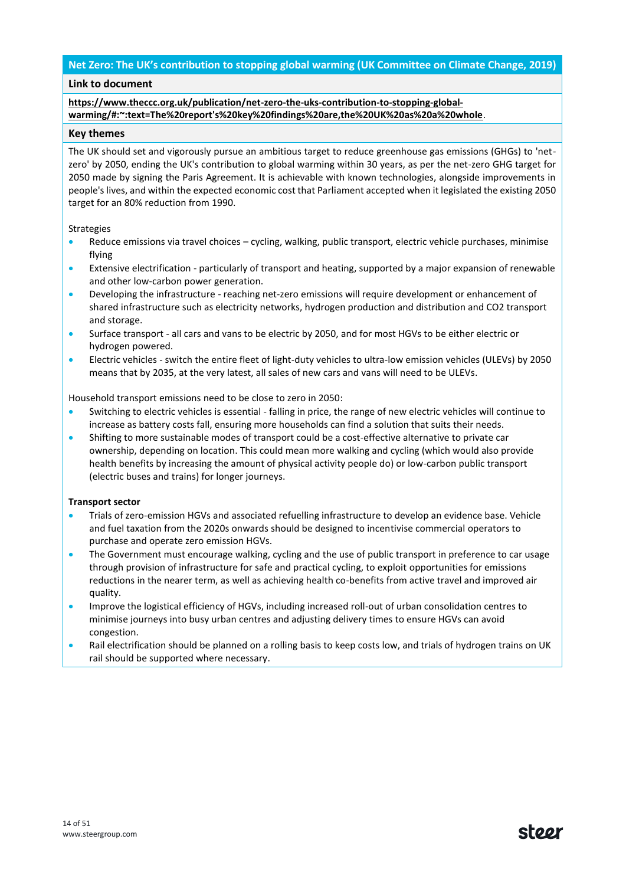## Net Zero: The UK's contribution to stopping global warming (UK Committee on Climate Change, 2019)

### Link to document

**https://www.theccc.org.uk/publication/net-zero-the-uks-contribution-to-stopping-global-warming/#:~:text=The%20report's%20key%20findings%20are,the%20UK%20as%20a%20whole**.

### Key themes

The UK should set and vigorously pursue an ambitious target to reduce greenhouse gas emissions (GHGs) to 'net-zero' by 2050, ending the UK's contribution to global warming within 30 years, as per the net-zero GHG target for 2050 made by signing the Paris Agreement. It is achievable with known technologies, alongside improvements in people's lives, and within the expected economic cost that Parliament accepted when it legislated the existing 2050 target for an 80% reduction from 1990.

Strategies

- Reduce emissions via travel choices – cycling, walking, public transport, electric vehicle purchases, minimise flying
- Extensive electrification - particularly of transport and heating, supported by a major expansion of renewable and other low-carbon power generation.
- Developing the infrastructure - reaching net-zero emissions will require development or enhancement of shared infrastructure such as electricity networks, hydrogen production and distribution and CO2 transport and storage.
- Surface transport - all cars and vans to be electric by 2050, and for most HGVs to be either electric or hydrogen powered.
- Electric vehicles - switch the entire fleet of light-duty vehicles to ultra-low emission vehicles (ULEVs) by 2050 means that by 2035, at the very latest, all sales of new cars and vans will need to be ULEVs.

Household transport emissions need to be close to zero in 2050:

- Switching to electric vehicles is essential - falling in price, the range of new electric vehicles will continue to increase as battery costs fall, ensuring more households can find a solution that suits their needs.
- Shifting to more sustainable modes of transport could be a cost-effective alternative to private car ownership, depending on location. This could mean more walking and cycling (which would also provide health benefits by increasing the amount of physical activity people do) or low-carbon public transport (electric buses and trains) for longer journeys.

**Transport sector**

- Trials of zero-emission HGVs and associated refuelling infrastructure to develop an evidence base. Vehicle and fuel taxation from the 2020s onwards should be designed to incentivise commercial operators to purchase and operate zero emission HGVs.
- The Government must encourage walking, cycling and the use of public transport in preference to car usage through provision of infrastructure for safe and practical cycling, to exploit opportunities for emissions reductions in the nearer term, as well as achieving health co-benefits from active travel and improved air quality.
- Improve the logistical efficiency of HGVs, including increased roll-out of urban consolidation centres to minimise journeys into busy urban centres and adjusting delivery times to ensure HGVs can avoid congestion.
- Rail electrification should be planned on a rolling basis to keep costs low, and trials of hydrogen trains on UK rail should be supported where necessary.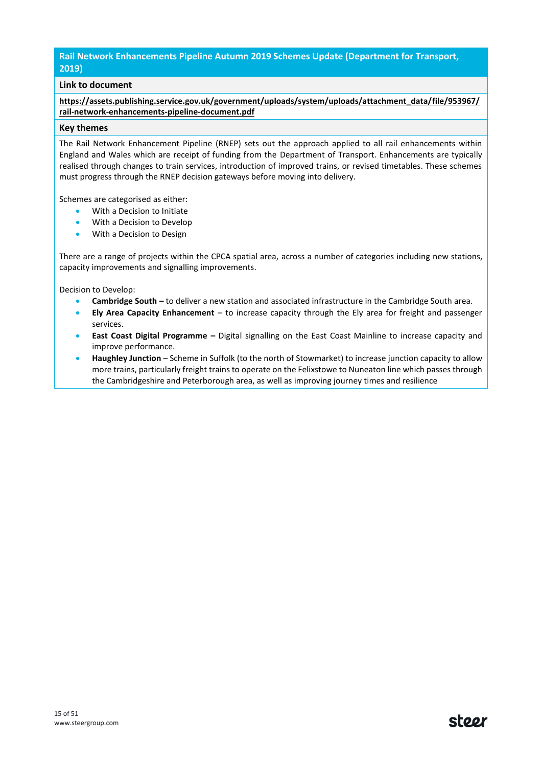## Rail Network Enhancements Pipeline Autumn 2019 Schemes Update (Department for Transport, 2019)

### Link to document

**https://assets.publishing.service.gov.uk/government/uploads/system/uploads/attachment_data/file/953967/rail-network-enhancements-pipeline-document.pdf**

### Key themes

The Rail Network Enhancement Pipeline (RNEP) sets out the approach applied to all rail enhancements within England and Wales which are receipt of funding from the Department of Transport. Enhancements are typically realised through changes to train services, introduction of improved trains, or revised timetables. These schemes must progress through the RNEP decision gateways before moving into delivery.

Schemes are categorised as either:

- With a Decision to Initiate
- With a Decision to Develop
- With a Decision to Design

There are a range of projects within the CPCA spatial area, across a number of categories including new stations, capacity improvements and signalling improvements.

Decision to Develop:

- **Cambridge South –** to deliver a new station and associated infrastructure in the Cambridge South area.
- **Ely Area Capacity Enhancement** – to increase capacity through the Ely area for freight and passenger services.
- **East Coast Digital Programme –** Digital signalling on the East Coast Mainline to increase capacity and improve performance.
- **Haughley Junction** – Scheme in Suffolk (to the north of Stowmarket) to increase junction capacity to allow more trains, particularly freight trains to operate on the Felixstowe to Nuneaton line which passes through the Cambridgeshire and Peterborough area, as well as improving journey times and resilience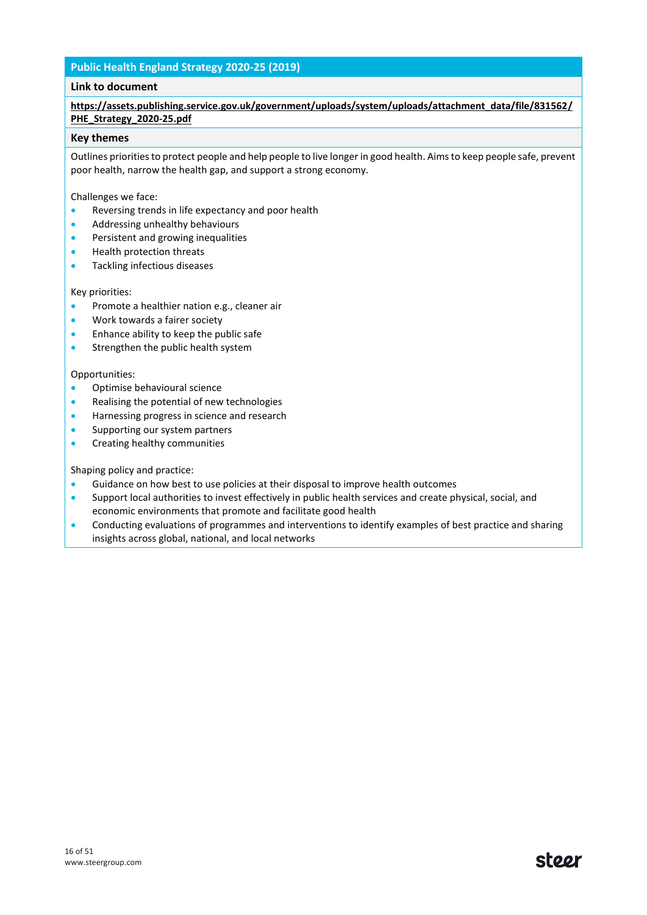## Public Health England Strategy 2020-25 (2019)

### Link to document

**https://assets.publishing.service.gov.uk/government/uploads/system/uploads/attachment_data/file/831562/PHE_Strategy_2020-25.pdf**

### Key themes

Outlines priorities to protect people and help people to live longer in good health. Aims to keep people safe, prevent poor health, narrow the health gap, and support a strong economy.

Challenges we face:

- Reversing trends in life expectancy and poor health
- Addressing unhealthy behaviours
- Persistent and growing inequalities
- Health protection threats
- Tackling infectious diseases

Key priorities:

- Promote a healthier nation e.g., cleaner air
- Work towards a fairer society
- Enhance ability to keep the public safe
- Strengthen the public health system

Opportunities:

- Optimise behavioural science
- Realising the potential of new technologies
- Harnessing progress in science and research
- Supporting our system partners
- Creating healthy communities

Shaping policy and practice:

- Guidance on how best to use policies at their disposal to improve health outcomes
- Support local authorities to invest effectively in public health services and create physical, social, and economic environments that promote and facilitate good health
- Conducting evaluations of programmes and interventions to identify examples of best practice and sharing insights across global, national, and local networks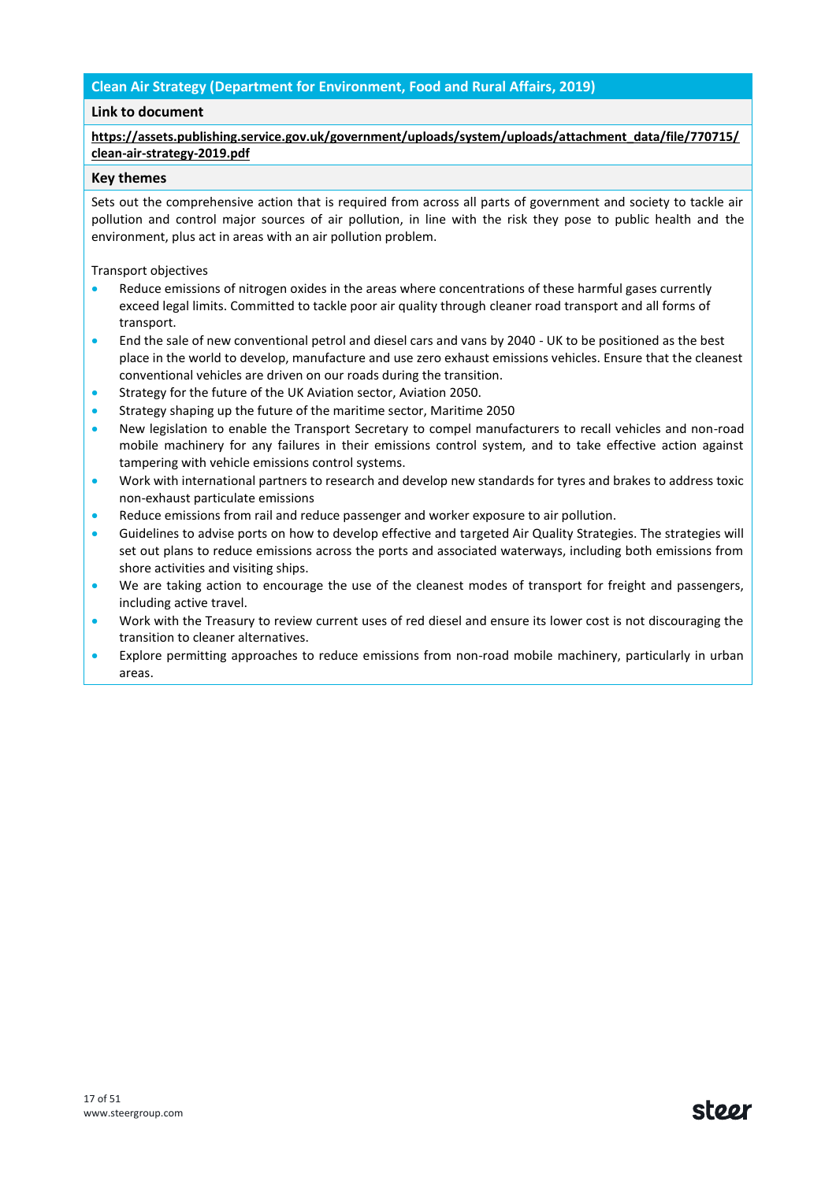## Clean Air Strategy (Department for Environment, Food and Rural Affairs, 2019)

### Link to document

**https://assets.publishing.service.gov.uk/government/uploads/system/uploads/attachment_data/file/770715/clean-air-strategy-2019.pdf**

### Key themes

Sets out the comprehensive action that is required from across all parts of government and society to tackle air pollution and control major sources of air pollution, in line with the risk they pose to public health and the environment, plus act in areas with an air pollution problem.

Transport objectives

- Reduce emissions of nitrogen oxides in the areas where concentrations of these harmful gases currently exceed legal limits. Committed to tackle poor air quality through cleaner road transport and all forms of transport.
- End the sale of new conventional petrol and diesel cars and vans by 2040 - UK to be positioned as the best place in the world to develop, manufacture and use zero exhaust emissions vehicles. Ensure that the cleanest conventional vehicles are driven on our roads during the transition.
- Strategy for the future of the UK Aviation sector, Aviation 2050.
- Strategy shaping up the future of the maritime sector, Maritime 2050
- New legislation to enable the Transport Secretary to compel manufacturers to recall vehicles and non-road mobile machinery for any failures in their emissions control system, and to take effective action against tampering with vehicle emissions control systems.
- Work with international partners to research and develop new standards for tyres and brakes to address toxic non-exhaust particulate emissions
- Reduce emissions from rail and reduce passenger and worker exposure to air pollution.
- Guidelines to advise ports on how to develop effective and targeted Air Quality Strategies. The strategies will set out plans to reduce emissions across the ports and associated waterways, including both emissions from shore activities and visiting ships.
- We are taking action to encourage the use of the cleanest modes of transport for freight and passengers, including active travel.
- Work with the Treasury to review current uses of red diesel and ensure its lower cost is not discouraging the transition to cleaner alternatives.
- Explore permitting approaches to reduce emissions from non-road mobile machinery, particularly in urban areas.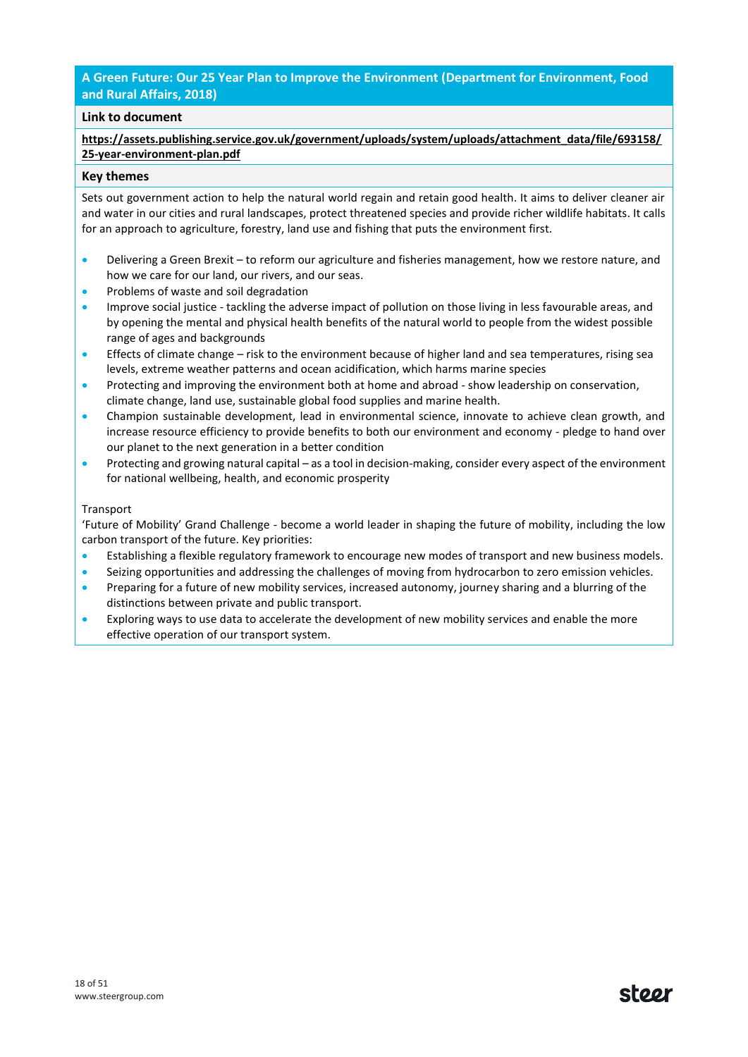## A Green Future: Our 25 Year Plan to Improve the Environment (Department for Environment, Food and Rural Affairs, 2018)

### Link to document

**https://assets.publishing.service.gov.uk/government/uploads/system/uploads/attachment_data/file/693158/25-year-environment-plan.pdf**

### Key themes

Sets out government action to help the natural world regain and retain good health. It aims to deliver cleaner air and water in our cities and rural landscapes, protect threatened species and provide richer wildlife habitats. It calls for an approach to agriculture, forestry, land use and fishing that puts the environment first.

- Delivering a Green Brexit – to reform our agriculture and fisheries management, how we restore nature, and how we care for our land, our rivers, and our seas.
- Problems of waste and soil degradation
- Improve social justice - tackling the adverse impact of pollution on those living in less favourable areas, and by opening the mental and physical health benefits of the natural world to people from the widest possible range of ages and backgrounds
- Effects of climate change – risk to the environment because of higher land and sea temperatures, rising sea levels, extreme weather patterns and ocean acidification, which harms marine species
- Protecting and improving the environment both at home and abroad - show leadership on conservation, climate change, land use, sustainable global food supplies and marine health.
- Champion sustainable development, lead in environmental science, innovate to achieve clean growth, and increase resource efficiency to provide benefits to both our environment and economy - pledge to hand over our planet to the next generation in a better condition
- Protecting and growing natural capital – as a tool in decision-making, consider every aspect of the environment for national wellbeing, health, and economic prosperity

Transport

'Future of Mobility' Grand Challenge - become a world leader in shaping the future of mobility, including the low carbon transport of the future. Key priorities:

- Establishing a flexible regulatory framework to encourage new modes of transport and new business models.
- Seizing opportunities and addressing the challenges of moving from hydrocarbon to zero emission vehicles.
- Preparing for a future of new mobility services, increased autonomy, journey sharing and a blurring of the distinctions between private and public transport.
- Exploring ways to use data to accelerate the development of new mobility services and enable the more effective operation of our transport system.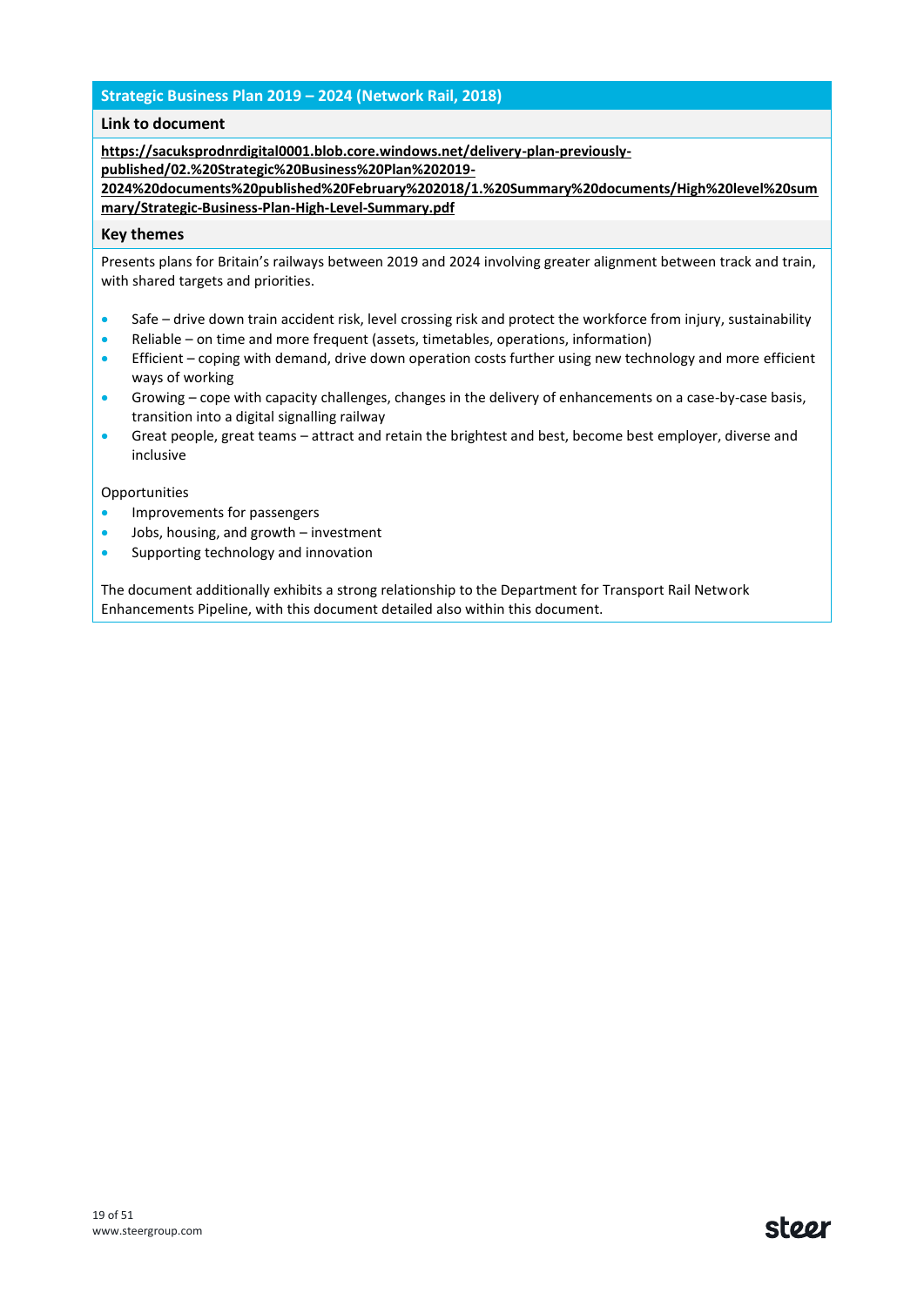## Strategic Business Plan 2019 – 2024 (Network Rail, 2018)

**Link to document**

**https://sacuksprodnrdigital0001.blob.core.windows.net/delivery-plan-previously-published/02.%20Strategic%20Business%20Plan%202019-2024%20documents%20published%20February%202018/1.%20Summary%20documents/High%20level%20summary/Strategic-Business-Plan-High-Level-Summary.pdf**

**Key themes**

Presents plans for Britain's railways between 2019 and 2024 involving greater alignment between track and train, with shared targets and priorities.

- Safe – drive down train accident risk, level crossing risk and protect the workforce from injury, sustainability
- Reliable – on time and more frequent (assets, timetables, operations, information)
- Efficient – coping with demand, drive down operation costs further using new technology and more efficient ways of working
- Growing – cope with capacity challenges, changes in the delivery of enhancements on a case-by-case basis, transition into a digital signalling railway
- Great people, great teams – attract and retain the brightest and best, become best employer, diverse and inclusive

Opportunities

- Improvements for passengers
- Jobs, housing, and growth – investment
- Supporting technology and innovation

The document additionally exhibits a strong relationship to the Department for Transport Rail Network Enhancements Pipeline, with this document detailed also within this document.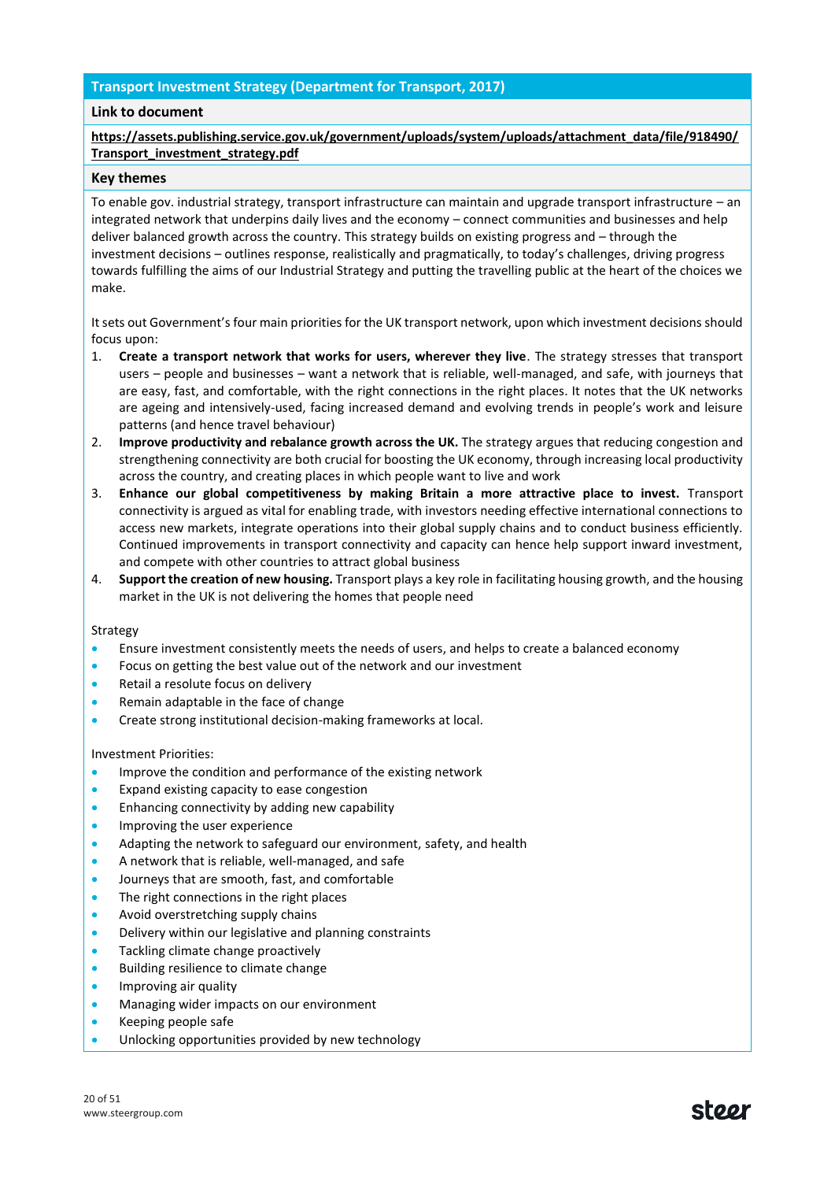## Transport Investment Strategy (Department for Transport, 2017)

### Link to document

**https://assets.publishing.service.gov.uk/government/uploads/system/uploads/attachment_data/file/918490/Transport_investment_strategy.pdf**

### Key themes

To enable gov. industrial strategy, transport infrastructure can maintain and upgrade transport infrastructure – an integrated network that underpins daily lives and the economy – connect communities and businesses and help deliver balanced growth across the country. This strategy builds on existing progress and – through the investment decisions – outlines response, realistically and pragmatically, to today's challenges, driving progress towards fulfilling the aims of our Industrial Strategy and putting the travelling public at the heart of the choices we make.

It sets out Government's four main priorities for the UK transport network, upon which investment decisions should focus upon:

1. **Create a transport network that works for users, wherever they live**. The strategy stresses that transport users – people and businesses – want a network that is reliable, well-managed, and safe, with journeys that are easy, fast, and comfortable, with the right connections in the right places. It notes that the UK networks are ageing and intensively-used, facing increased demand and evolving trends in people's work and leisure patterns (and hence travel behaviour)
2. **Improve productivity and rebalance growth across the UK.** The strategy argues that reducing congestion and strengthening connectivity are both crucial for boosting the UK economy, through increasing local productivity across the country, and creating places in which people want to live and work
3. **Enhance our global competitiveness by making Britain a more attractive place to invest.** Transport connectivity is argued as vital for enabling trade, with investors needing effective international connections to access new markets, integrate operations into their global supply chains and to conduct business efficiently. Continued improvements in transport connectivity and capacity can hence help support inward investment, and compete with other countries to attract global business
4. **Support the creation of new housing.** Transport plays a key role in facilitating housing growth, and the housing market in the UK is not delivering the homes that people need

Strategy

- Ensure investment consistently meets the needs of users, and helps to create a balanced economy
- Focus on getting the best value out of the network and our investment
- Retail a resolute focus on delivery
- Remain adaptable in the face of change
- Create strong institutional decision-making frameworks at local.

Investment Priorities:

- Improve the condition and performance of the existing network
- Expand existing capacity to ease congestion
- Enhancing connectivity by adding new capability
- Improving the user experience
- Adapting the network to safeguard our environment, safety, and health
- A network that is reliable, well-managed, and safe
- Journeys that are smooth, fast, and comfortable
- The right connections in the right places
- Avoid overstretching supply chains
- Delivery within our legislative and planning constraints
- Tackling climate change proactively
- Building resilience to climate change
- Improving air quality
- Managing wider impacts on our environment
- Keeping people safe
- Unlocking opportunities provided by new technology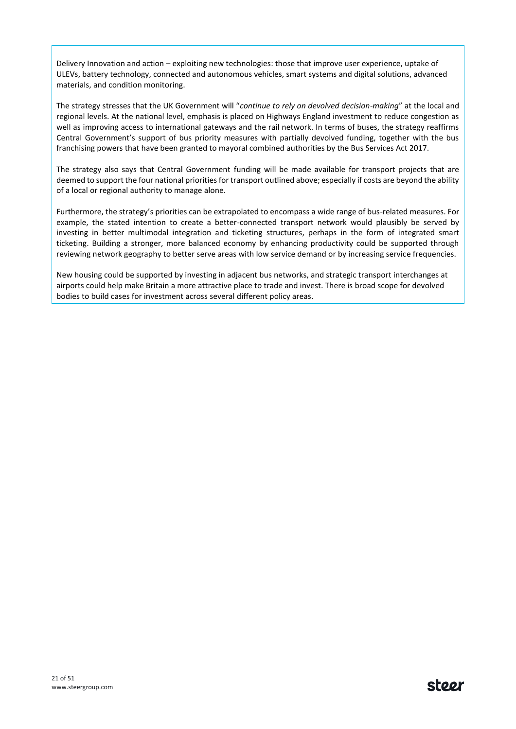Delivery Innovation and action – exploiting new technologies: those that improve user experience, uptake of ULEVs, battery technology, connected and autonomous vehicles, smart systems and digital solutions, advanced materials, and condition monitoring.

The strategy stresses that the UK Government will "*continue to rely on devolved decision-making*" at the local and regional levels. At the national level, emphasis is placed on Highways England investment to reduce congestion as well as improving access to international gateways and the rail network. In terms of buses, the strategy reaffirms Central Government's support of bus priority measures with partially devolved funding, together with the bus franchising powers that have been granted to mayoral combined authorities by the Bus Services Act 2017.

The strategy also says that Central Government funding will be made available for transport projects that are deemed to support the four national priorities for transport outlined above; especially if costs are beyond the ability of a local or regional authority to manage alone.

Furthermore, the strategy's priorities can be extrapolated to encompass a wide range of bus-related measures. For example, the stated intention to create a better-connected transport network would plausibly be served by investing in better multimodal integration and ticketing structures, perhaps in the form of integrated smart ticketing. Building a stronger, more balanced economy by enhancing productivity could be supported through reviewing network geography to better serve areas with low service demand or by increasing service frequencies.

New housing could be supported by investing in adjacent bus networks, and strategic transport interchanges at airports could help make Britain a more attractive place to trade and invest. There is broad scope for devolved bodies to build cases for investment across several different policy areas.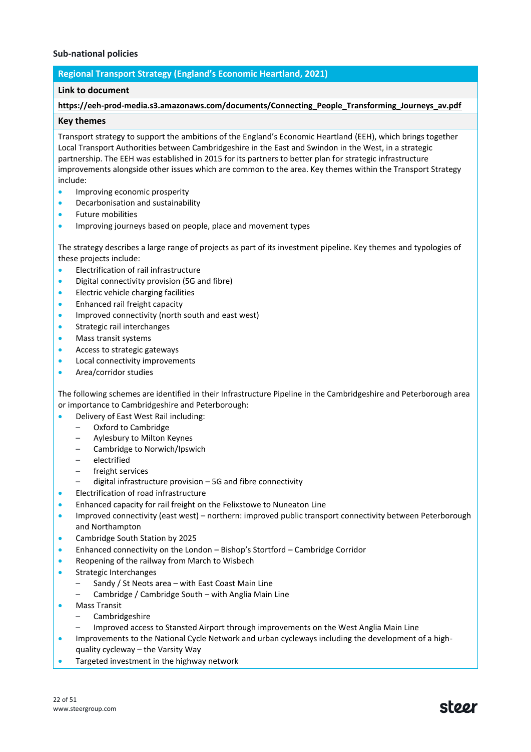### Sub-national policies

**Regional Transport Strategy (England's Economic Heartland, 2021)**

**Link to document**

**https://eeh-prod-media.s3.amazonaws.com/documents/Connecting_People_Transforming_Journeys_av.pdf**

**Key themes**

Transport strategy to support the ambitions of the England's Economic Heartland (EEH), which brings together Local Transport Authorities between Cambridgeshire in the East and Swindon in the West, in a strategic partnership. The EEH was established in 2015 for its partners to better plan for strategic infrastructure improvements alongside other issues which are common to the area. Key themes within the Transport Strategy include:

- Improving economic prosperity
- Decarbonisation and sustainability
- Future mobilities
- Improving journeys based on people, place and movement types

The strategy describes a large range of projects as part of its investment pipeline. Key themes and typologies of these projects include:

- Electrification of rail infrastructure
- Digital connectivity provision (5G and fibre)
- Electric vehicle charging facilities
- Enhanced rail freight capacity
- Improved connectivity (north south and east west)
- Strategic rail interchanges
- Mass transit systems
- Access to strategic gateways
- Local connectivity improvements
- Area/corridor studies

The following schemes are identified in their Infrastructure Pipeline in the Cambridgeshire and Peterborough area or importance to Cambridgeshire and Peterborough:

- Delivery of East West Rail including:
  - Oxford to Cambridge
  - Aylesbury to Milton Keynes
  - Cambridge to Norwich/Ipswich
  - electrified
  - freight services
  - digital infrastructure provision – 5G and fibre connectivity
- Electrification of road infrastructure
- Enhanced capacity for rail freight on the Felixstowe to Nuneaton Line
- Improved connectivity (east west) – northern: improved public transport connectivity between Peterborough and Northampton
- Cambridge South Station by 2025
- Enhanced connectivity on the London – Bishop's Stortford – Cambridge Corridor
- Reopening of the railway from March to Wisbech
- Strategic Interchanges
  - Sandy / St Neots area – with East Coast Main Line
  - Cambridge / Cambridge South – with Anglia Main Line
- Mass Transit
  - Cambridgeshire
  - Improved access to Stansted Airport through improvements on the West Anglia Main Line
- Improvements to the National Cycle Network and urban cycleways including the development of a high-quality cycleway – the Varsity Way
- Targeted investment in the highway network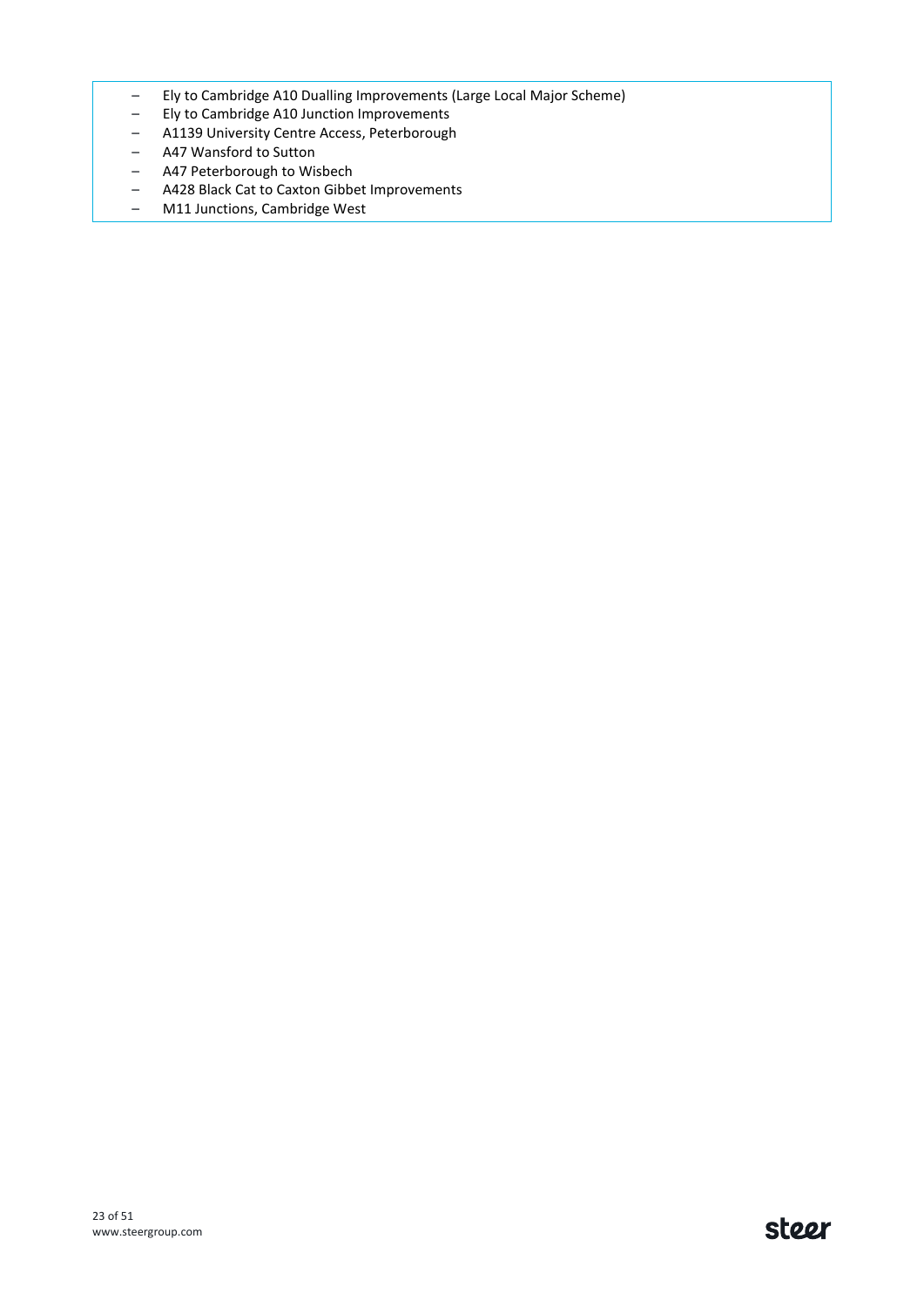- Ely to Cambridge A10 Dualling Improvements (Large Local Major Scheme)
- Ely to Cambridge A10 Junction Improvements
- A1139 University Centre Access, Peterborough
- A47 Wansford to Sutton
- A47 Peterborough to Wisbech
- A428 Black Cat to Caxton Gibbet Improvements
- M11 Junctions, Cambridge West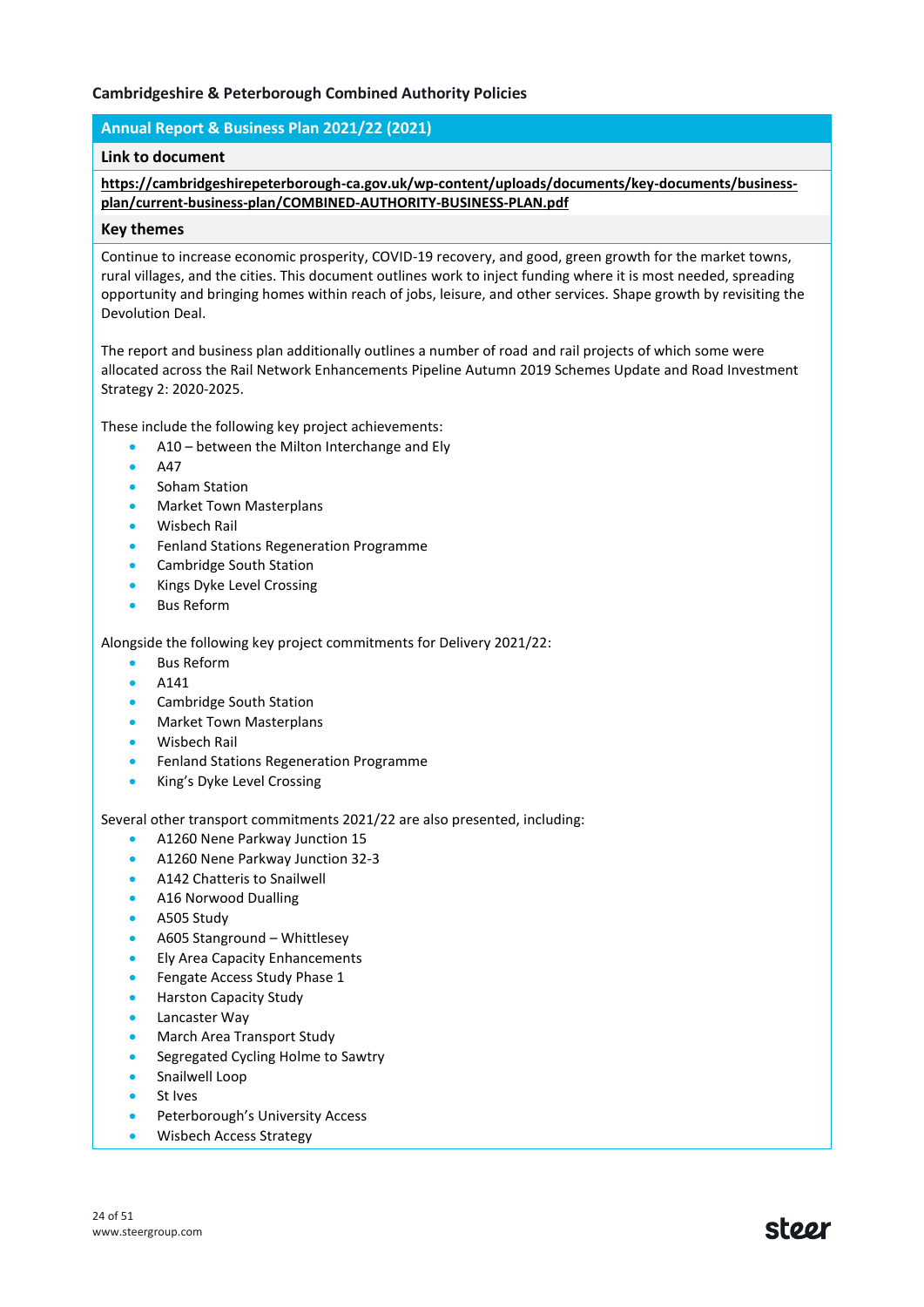### Cambridgeshire & Peterborough Combined Authority Policies

## Annual Report & Business Plan 2021/22 (2021)

**Link to document**

**https://cambridgeshirepeterborough-ca.gov.uk/wp-content/uploads/documents/key-documents/business-plan/current-business-plan/COMBINED-AUTHORITY-BUSINESS-PLAN.pdf**

**Key themes**

Continue to increase economic prosperity, COVID-19 recovery, and good, green growth for the market towns, rural villages, and the cities. This document outlines work to inject funding where it is most needed, spreading opportunity and bringing homes within reach of jobs, leisure, and other services. Shape growth by revisiting the Devolution Deal.

The report and business plan additionally outlines a number of road and rail projects of which some were allocated across the Rail Network Enhancements Pipeline Autumn 2019 Schemes Update and Road Investment Strategy 2: 2020-2025.

These include the following key project achievements:

- A10 – between the Milton Interchange and Ely
- A47
- Soham Station
- Market Town Masterplans
- Wisbech Rail
- Fenland Stations Regeneration Programme
- Cambridge South Station
- Kings Dyke Level Crossing
- Bus Reform

Alongside the following key project commitments for Delivery 2021/22:

- Bus Reform
- A141
- Cambridge South Station
- Market Town Masterplans
- Wisbech Rail
- Fenland Stations Regeneration Programme
- King's Dyke Level Crossing

Several other transport commitments 2021/22 are also presented, including:

- A1260 Nene Parkway Junction 15
- A1260 Nene Parkway Junction 32-3
- A142 Chatteris to Snailwell
- A16 Norwood Dualling
- A505 Study
- A605 Stanground – Whittlesey
- Ely Area Capacity Enhancements
- Fengate Access Study Phase 1
- Harston Capacity Study
- Lancaster Way
- March Area Transport Study
- Segregated Cycling Holme to Sawtry
- Snailwell Loop
- St Ives
- Peterborough's University Access
- Wisbech Access Strategy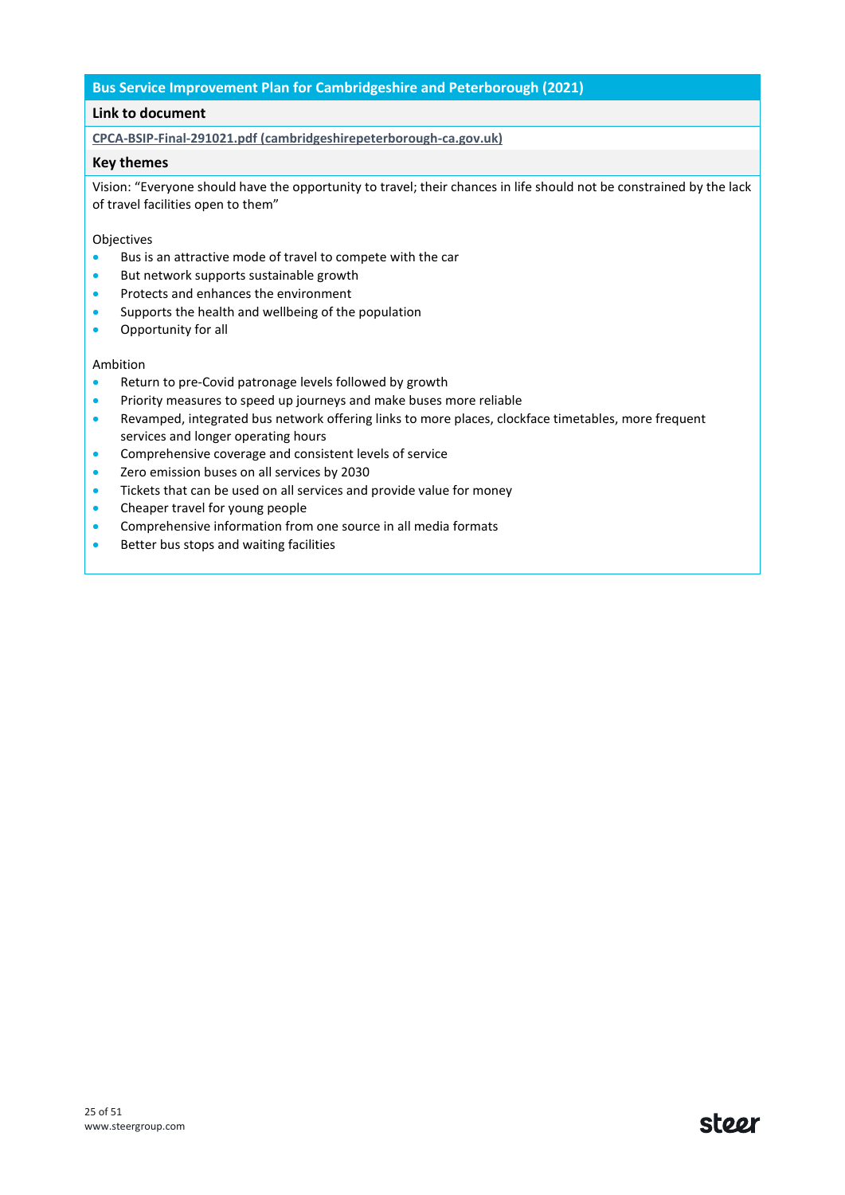## Bus Service Improvement Plan for Cambridgeshire and Peterborough (2021)

**Link to document**

CPCA-BSIP-Final-291021.pdf (cambridgeshirepeterborough-ca.gov.uk)

**Key themes**

Vision: "Everyone should have the opportunity to travel; their chances in life should not be constrained by the lack of travel facilities open to them"

Objectives

- Bus is an attractive mode of travel to compete with the car
- But network supports sustainable growth
- Protects and enhances the environment
- Supports the health and wellbeing of the population
- Opportunity for all

Ambition

- Return to pre-Covid patronage levels followed by growth
- Priority measures to speed up journeys and make buses more reliable
- Revamped, integrated bus network offering links to more places, clockface timetables, more frequent services and longer operating hours
- Comprehensive coverage and consistent levels of service
- Zero emission buses on all services by 2030
- Tickets that can be used on all services and provide value for money
- Cheaper travel for young people
- Comprehensive information from one source in all media formats
- Better bus stops and waiting facilities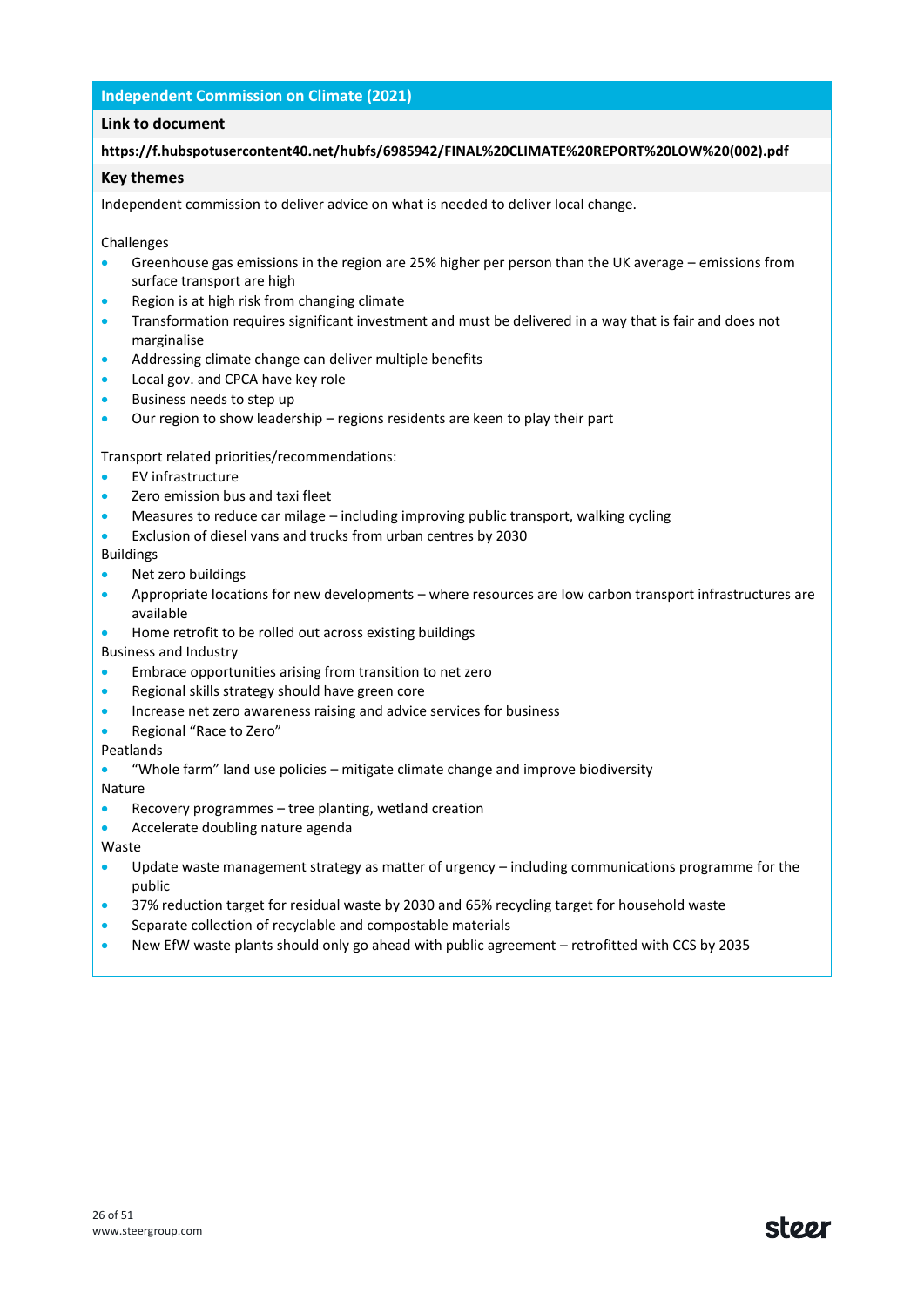## Independent Commission on Climate (2021)

### Link to document

**https://f.hubspotusercontent40.net/hubfs/6985942/FINAL%20CLIMATE%20REPORT%20LOW%20(002).pdf**

### Key themes

Independent commission to deliver advice on what is needed to deliver local change.

Challenges

- Greenhouse gas emissions in the region are 25% higher per person than the UK average – emissions from surface transport are high
- Region is at high risk from changing climate
- Transformation requires significant investment and must be delivered in a way that is fair and does not marginalise
- Addressing climate change can deliver multiple benefits
- Local gov. and CPCA have key role
- Business needs to step up
- Our region to show leadership – regions residents are keen to play their part

Transport related priorities/recommendations:

- EV infrastructure
- Zero emission bus and taxi fleet
- Measures to reduce car milage – including improving public transport, walking cycling
- Exclusion of diesel vans and trucks from urban centres by 2030

Buildings

- Net zero buildings
- Appropriate locations for new developments – where resources are low carbon transport infrastructures are available
- Home retrofit to be rolled out across existing buildings

Business and Industry

- Embrace opportunities arising from transition to net zero
- Regional skills strategy should have green core
- Increase net zero awareness raising and advice services for business
- Regional "Race to Zero"

Peatlands

- "Whole farm" land use policies – mitigate climate change and improve biodiversity

Nature

- Recovery programmes – tree planting, wetland creation
- Accelerate doubling nature agenda

Waste

- Update waste management strategy as matter of urgency – including communications programme for the public
- 37% reduction target for residual waste by 2030 and 65% recycling target for household waste
- Separate collection of recyclable and compostable materials
- New EfW waste plants should only go ahead with public agreement – retrofitted with CCS by 2035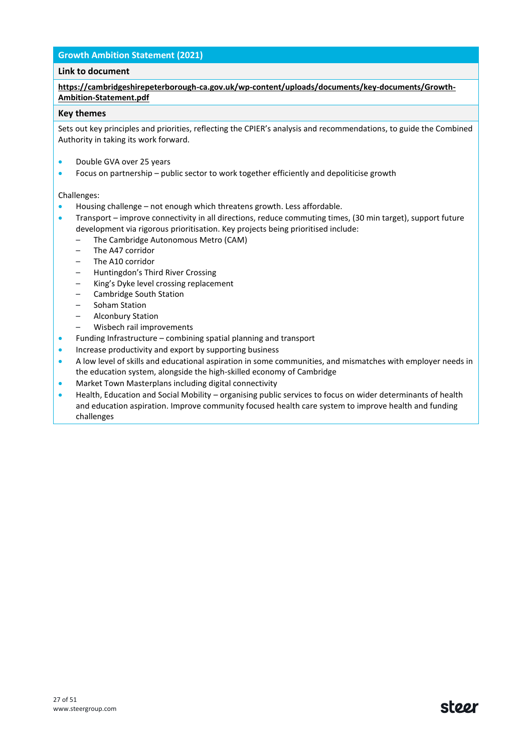## Growth Ambition Statement (2021)

### Link to document

**https://cambridgeshirepeterborough-ca.gov.uk/wp-content/uploads/documents/key-documents/Growth-Ambition-Statement.pdf**

### Key themes

Sets out key principles and priorities, reflecting the CPIER's analysis and recommendations, to guide the Combined Authority in taking its work forward.

- Double GVA over 25 years
- Focus on partnership – public sector to work together efficiently and depoliticise growth

Challenges:

- Housing challenge – not enough which threatens growth. Less affordable.
- Transport – improve connectivity in all directions, reduce commuting times, (30 min target), support future development via rigorous prioritisation. Key projects being prioritised include:
  - The Cambridge Autonomous Metro (CAM)
  - The A47 corridor
  - The A10 corridor
  - Huntingdon's Third River Crossing
  - King's Dyke level crossing replacement
  - Cambridge South Station
  - Soham Station
  - Alconbury Station
  - Wisbech rail improvements
- Funding Infrastructure – combining spatial planning and transport
- Increase productivity and export by supporting business
- A low level of skills and educational aspiration in some communities, and mismatches with employer needs in the education system, alongside the high-skilled economy of Cambridge
- Market Town Masterplans including digital connectivity
- Health, Education and Social Mobility – organising public services to focus on wider determinants of health and education aspiration. Improve community focused health care system to improve health and funding challenges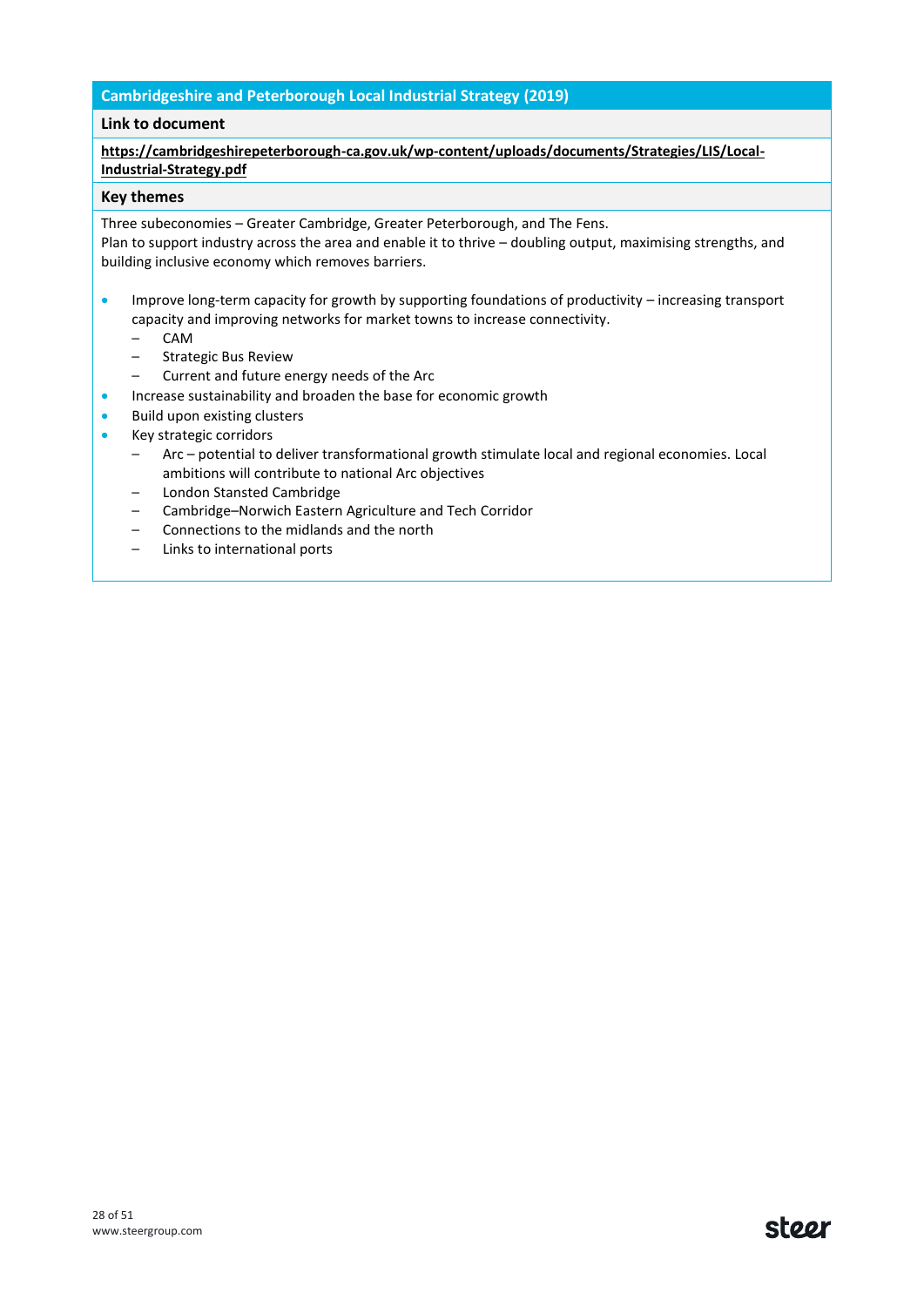## Cambridgeshire and Peterborough Local Industrial Strategy (2019)

**Link to document**

**https://cambridgeshirepeterborough-ca.gov.uk/wp-content/uploads/documents/Strategies/LIS/Local-Industrial-Strategy.pdf**

**Key themes**

Three subeconomies – Greater Cambridge, Greater Peterborough, and The Fens.
Plan to support industry across the area and enable it to thrive – doubling output, maximising strengths, and building inclusive economy which removes barriers.

- Improve long-term capacity for growth by supporting foundations of productivity – increasing transport capacity and improving networks for market towns to increase connectivity.
  - CAM
  - Strategic Bus Review
  - Current and future energy needs of the Arc
- Increase sustainability and broaden the base for economic growth
- Build upon existing clusters
- Key strategic corridors
  - Arc – potential to deliver transformational growth stimulate local and regional economies. Local ambitions will contribute to national Arc objectives
  - London Stansted Cambridge
  - Cambridge–Norwich Eastern Agriculture and Tech Corridor
  - Connections to the midlands and the north
  - Links to international ports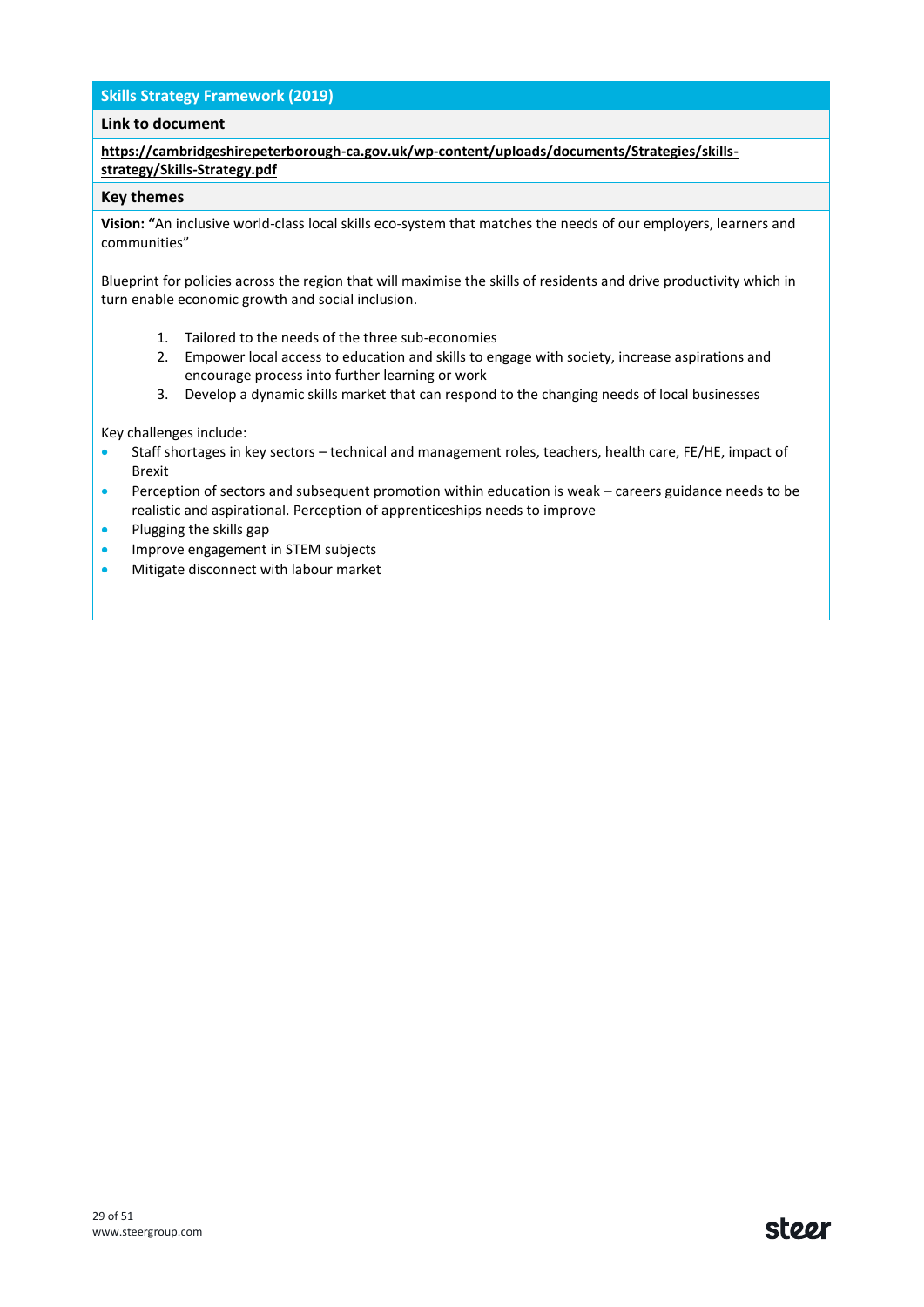## Skills Strategy Framework (2019)

### Link to document

**https://cambridgeshirepeterborough-ca.gov.uk/wp-content/uploads/documents/Strategies/skills-strategy/Skills-Strategy.pdf**

### Key themes

**Vision: "**An inclusive world-class local skills eco-system that matches the needs of our employers, learners and communities"

Blueprint for policies across the region that will maximise the skills of residents and drive productivity which in turn enable economic growth and social inclusion.

1. Tailored to the needs of the three sub-economies
2. Empower local access to education and skills to engage with society, increase aspirations and encourage process into further learning or work
3. Develop a dynamic skills market that can respond to the changing needs of local businesses

Key challenges include:

- Staff shortages in key sectors – technical and management roles, teachers, health care, FE/HE, impact of Brexit
- Perception of sectors and subsequent promotion within education is weak – careers guidance needs to be realistic and aspirational. Perception of apprenticeships needs to improve
- Plugging the skills gap
- Improve engagement in STEM subjects
- Mitigate disconnect with labour market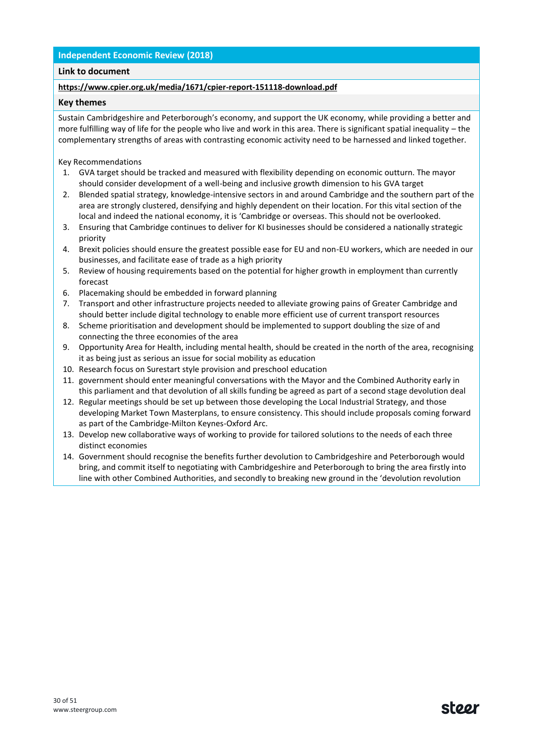## Independent Economic Review (2018)

**Link to document**

**https://www.cpier.org.uk/media/1671/cpier-report-151118-download.pdf**

**Key themes**

Sustain Cambridgeshire and Peterborough's economy, and support the UK economy, while providing a better and more fulfilling way of life for the people who live and work in this area. There is significant spatial inequality – the complementary strengths of areas with contrasting economic activity need to be harnessed and linked together.

Key Recommendations

1. GVA target should be tracked and measured with flexibility depending on economic outturn. The mayor should consider development of a well-being and inclusive growth dimension to his GVA target
2. Blended spatial strategy, knowledge-intensive sectors in and around Cambridge and the southern part of the area are strongly clustered, densifying and highly dependent on their location. For this vital section of the local and indeed the national economy, it is 'Cambridge or overseas. This should not be overlooked.
3. Ensuring that Cambridge continues to deliver for KI businesses should be considered a nationally strategic priority
4. Brexit policies should ensure the greatest possible ease for EU and non-EU workers, which are needed in our businesses, and facilitate ease of trade as a high priority
5. Review of housing requirements based on the potential for higher growth in employment than currently forecast
6. Placemaking should be embedded in forward planning
7. Transport and other infrastructure projects needed to alleviate growing pains of Greater Cambridge and should better include digital technology to enable more efficient use of current transport resources
8. Scheme prioritisation and development should be implemented to support doubling the size of and connecting the three economies of the area
9. Opportunity Area for Health, including mental health, should be created in the north of the area, recognising it as being just as serious an issue for social mobility as education
10. Research focus on Surestart style provision and preschool education
11. government should enter meaningful conversations with the Mayor and the Combined Authority early in this parliament and that devolution of all skills funding be agreed as part of a second stage devolution deal
12. Regular meetings should be set up between those developing the Local Industrial Strategy, and those developing Market Town Masterplans, to ensure consistency. This should include proposals coming forward as part of the Cambridge-Milton Keynes-Oxford Arc.
13. Develop new collaborative ways of working to provide for tailored solutions to the needs of each three distinct economies
14. Government should recognise the benefits further devolution to Cambridgeshire and Peterborough would bring, and commit itself to negotiating with Cambridgeshire and Peterborough to bring the area firstly into line with other Combined Authorities, and secondly to breaking new ground in the 'devolution revolution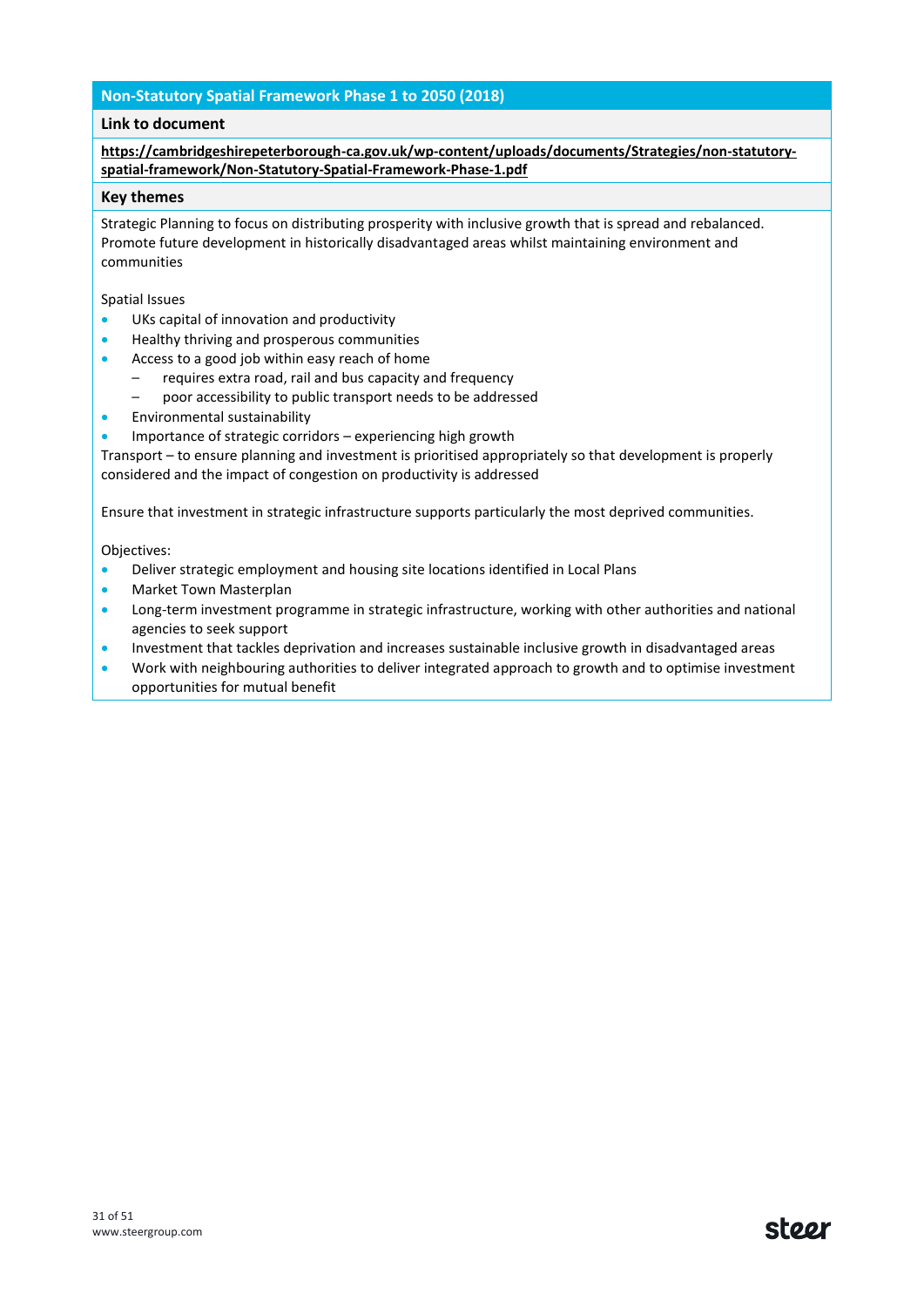## Non-Statutory Spatial Framework Phase 1 to 2050 (2018)

**Link to document**

**https://cambridgeshirepeterborough-ca.gov.uk/wp-content/uploads/documents/Strategies/non-statutory-spatial-framework/Non-Statutory-Spatial-Framework-Phase-1.pdf**

**Key themes**

Strategic Planning to focus on distributing prosperity with inclusive growth that is spread and rebalanced. Promote future development in historically disadvantaged areas whilst maintaining environment and communities

Spatial Issues

- UKs capital of innovation and productivity
- Healthy thriving and prosperous communities
- Access to a good job within easy reach of home
  - requires extra road, rail and bus capacity and frequency
  - poor accessibility to public transport needs to be addressed
- Environmental sustainability
- Importance of strategic corridors – experiencing high growth

Transport – to ensure planning and investment is prioritised appropriately so that development is properly considered and the impact of congestion on productivity is addressed

Ensure that investment in strategic infrastructure supports particularly the most deprived communities.

Objectives:

- Deliver strategic employment and housing site locations identified in Local Plans
- Market Town Masterplan
- Long-term investment programme in strategic infrastructure, working with other authorities and national agencies to seek support
- Investment that tackles deprivation and increases sustainable inclusive growth in disadvantaged areas
- Work with neighbouring authorities to deliver integrated approach to growth and to optimise investment opportunities for mutual benefit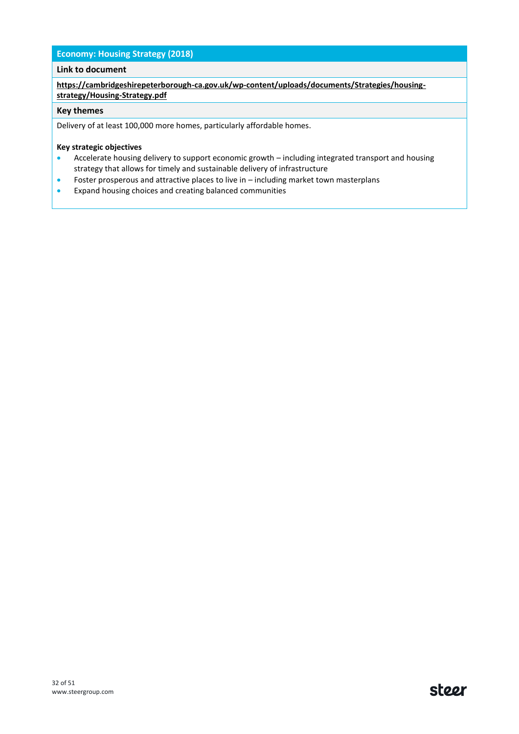## Economy: Housing Strategy (2018)

### Link to document

**https://cambridgeshirepeterborough-ca.gov.uk/wp-content/uploads/documents/Strategies/housing-strategy/Housing-Strategy.pdf**

### Key themes

Delivery of at least 100,000 more homes, particularly affordable homes.

**Key strategic objectives**

- Accelerate housing delivery to support economic growth – including integrated transport and housing strategy that allows for timely and sustainable delivery of infrastructure
- Foster prosperous and attractive places to live in – including market town masterplans
- Expand housing choices and creating balanced communities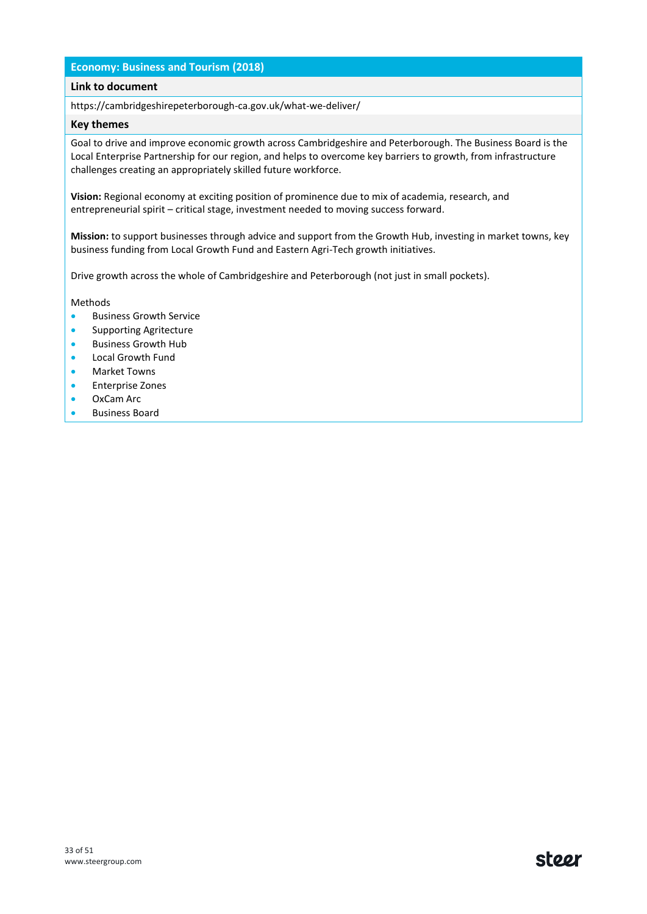## Economy: Business and Tourism (2018)

**Link to document**

https://cambridgeshirepeterborough-ca.gov.uk/what-we-deliver/

**Key themes**

Goal to drive and improve economic growth across Cambridgeshire and Peterborough. The Business Board is the Local Enterprise Partnership for our region, and helps to overcome key barriers to growth, from infrastructure challenges creating an appropriately skilled future workforce.

**Vision:** Regional economy at exciting position of prominence due to mix of academia, research, and entrepreneurial spirit – critical stage, investment needed to moving success forward.

**Mission:** to support businesses through advice and support from the Growth Hub, investing in market towns, key business funding from Local Growth Fund and Eastern Agri-Tech growth initiatives.

Drive growth across the whole of Cambridgeshire and Peterborough (not just in small pockets).

Methods

- Business Growth Service
- Supporting Agritecture
- Business Growth Hub
- Local Growth Fund
- Market Towns
- Enterprise Zones
- OxCam Arc
- Business Board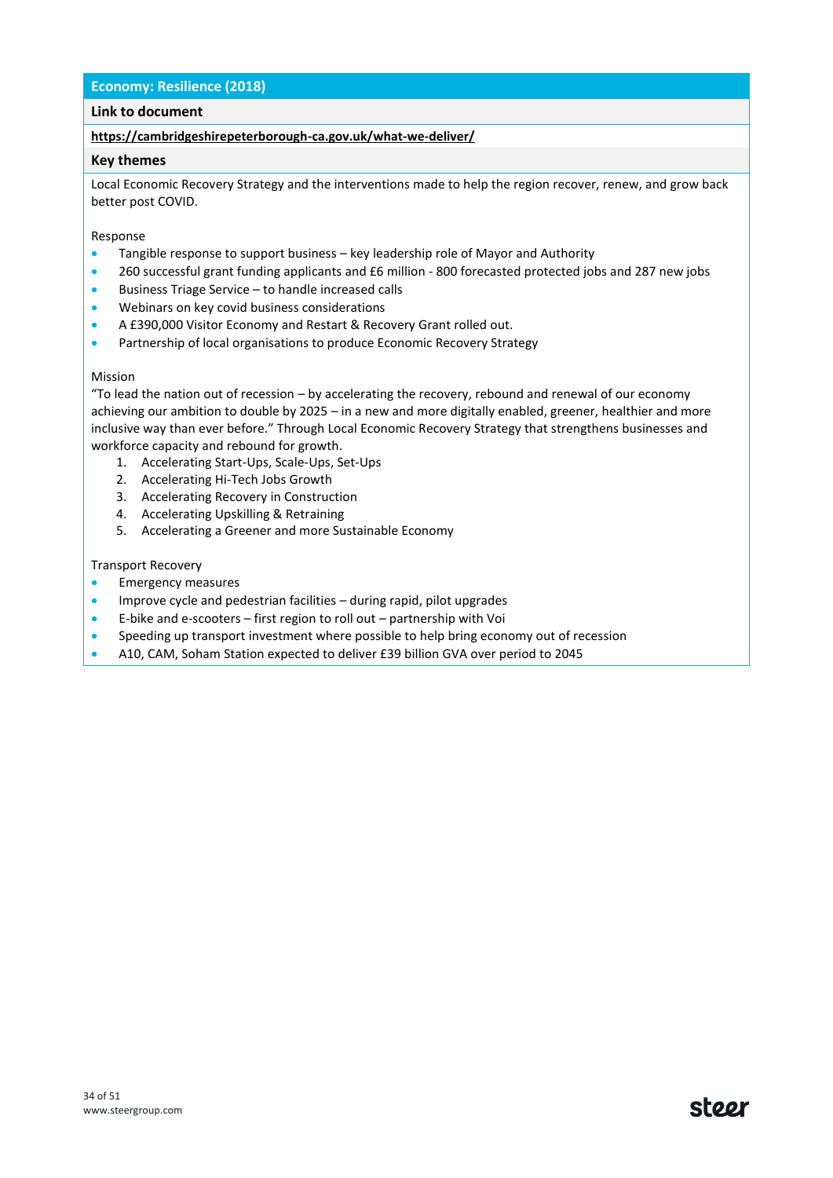## Economy: Resilience (2018)

**Link to document**

**https://cambridgeshirepeterborough-ca.gov.uk/what-we-deliver/**

**Key themes**

Local Economic Recovery Strategy and the interventions made to help the region recover, renew, and grow back better post COVID.

Response

- Tangible response to support business – key leadership role of Mayor and Authority
- 260 successful grant funding applicants and £6 million - 800 forecasted protected jobs and 287 new jobs
- Business Triage Service – to handle increased calls
- Webinars on key covid business considerations
- A £390,000 Visitor Economy and Restart & Recovery Grant rolled out.
- Partnership of local organisations to produce Economic Recovery Strategy

Mission

"To lead the nation out of recession – by accelerating the recovery, rebound and renewal of our economy achieving our ambition to double by 2025 – in a new and more digitally enabled, greener, healthier and more inclusive way than ever before." Through Local Economic Recovery Strategy that strengthens businesses and workforce capacity and rebound for growth.

1. Accelerating Start-Ups, Scale-Ups, Set-Ups
2. Accelerating Hi-Tech Jobs Growth
3. Accelerating Recovery in Construction
4. Accelerating Upskilling & Retraining
5. Accelerating a Greener and more Sustainable Economy

Transport Recovery

- Emergency measures
- Improve cycle and pedestrian facilities – during rapid, pilot upgrades
- E-bike and e-scooters – first region to roll out – partnership with Voi
- Speeding up transport investment where possible to help bring economy out of recession
- A10, CAM, Soham Station expected to deliver £39 billion GVA over period to 2045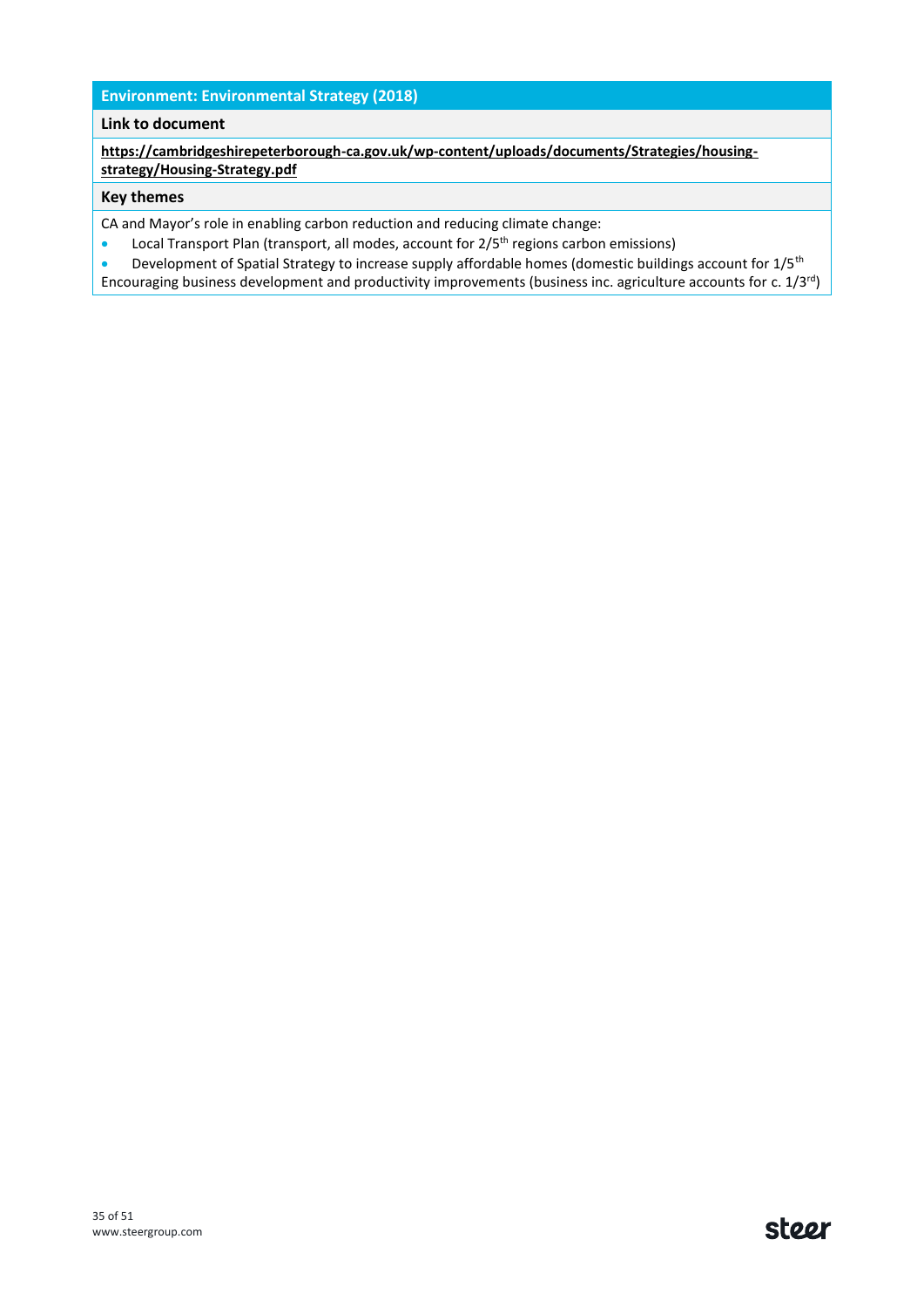## Environment: Environmental Strategy (2018)

**Link to document**

**https://cambridgeshirepeterborough-ca.gov.uk/wp-content/uploads/documents/Strategies/housing-strategy/Housing-Strategy.pdf**

**Key themes**

CA and Mayor's role in enabling carbon reduction and reducing climate change:

- Local Transport Plan (transport, all modes, account for 2/5$^{th}$ regions carbon emissions)
- Development of Spatial Strategy to increase supply affordable homes (domestic buildings account for 1/5$^{th}$

Encouraging business development and productivity improvements (business inc. agriculture accounts for c. 1/3$^{rd}$)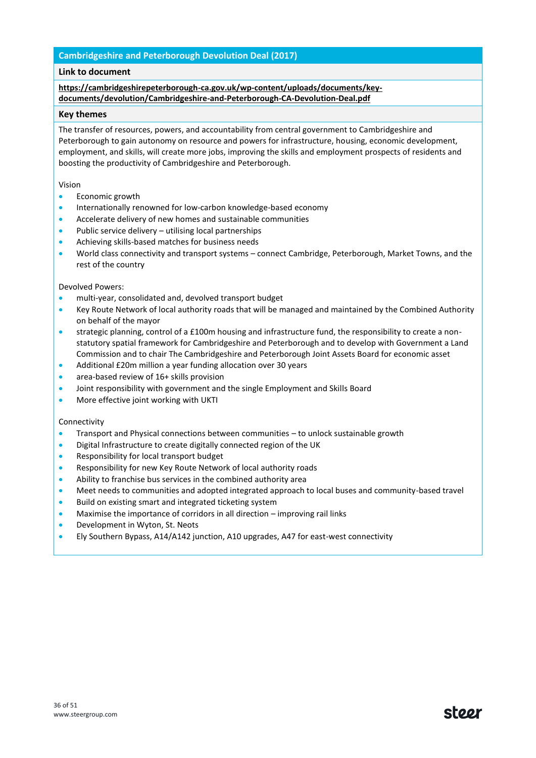## Cambridgeshire and Peterborough Devolution Deal (2017)

**Link to document**

**https://cambridgeshirepeterborough-ca.gov.uk/wp-content/uploads/documents/key-documents/devolution/Cambridgeshire-and-Peterborough-CA-Devolution-Deal.pdf**

**Key themes**

The transfer of resources, powers, and accountability from central government to Cambridgeshire and Peterborough to gain autonomy on resource and powers for infrastructure, housing, economic development, employment, and skills, will create more jobs, improving the skills and employment prospects of residents and boosting the productivity of Cambridgeshire and Peterborough.

Vision

- Economic growth
- Internationally renowned for low-carbon knowledge-based economy
- Accelerate delivery of new homes and sustainable communities
- Public service delivery – utilising local partnerships
- Achieving skills-based matches for business needs
- World class connectivity and transport systems – connect Cambridge, Peterborough, Market Towns, and the rest of the country

Devolved Powers:

- multi-year, consolidated and, devolved transport budget
- Key Route Network of local authority roads that will be managed and maintained by the Combined Authority on behalf of the mayor
- strategic planning, control of a £100m housing and infrastructure fund, the responsibility to create a non-statutory spatial framework for Cambridgeshire and Peterborough and to develop with Government a Land Commission and to chair The Cambridgeshire and Peterborough Joint Assets Board for economic asset
- Additional £20m million a year funding allocation over 30 years
- area-based review of 16+ skills provision
- Joint responsibility with government and the single Employment and Skills Board
- More effective joint working with UKTI

Connectivity

- Transport and Physical connections between communities – to unlock sustainable growth
- Digital Infrastructure to create digitally connected region of the UK
- Responsibility for local transport budget
- Responsibility for new Key Route Network of local authority roads
- Ability to franchise bus services in the combined authority area
- Meet needs to communities and adopted integrated approach to local buses and community-based travel
- Build on existing smart and integrated ticketing system
- Maximise the importance of corridors in all direction – improving rail links
- Development in Wyton, St. Neots
- Ely Southern Bypass, A14/A142 junction, A10 upgrades, A47 for east-west connectivity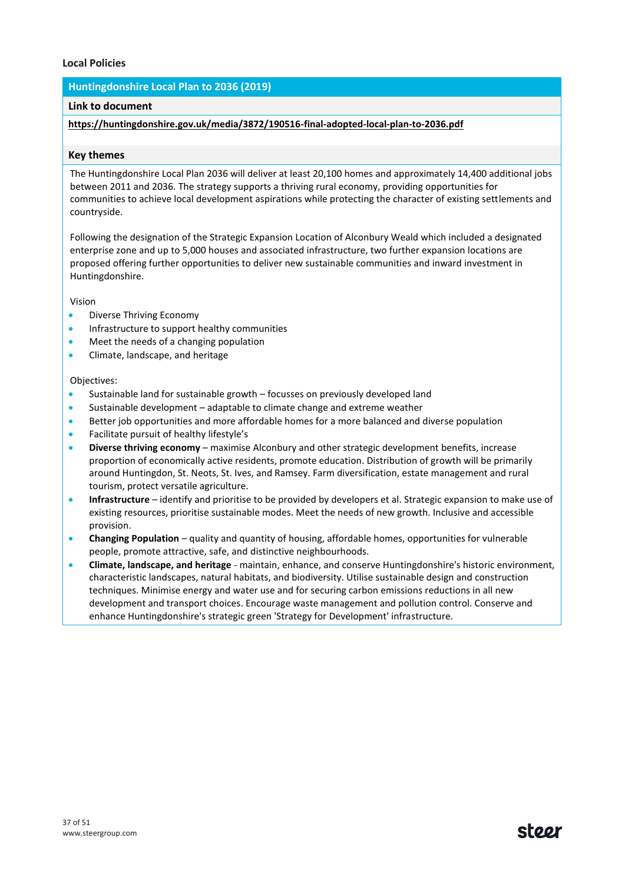### Local Policies

## Huntingdonshire Local Plan to 2036 (2019)

**Link to document**

**https://huntingdonshire.gov.uk/media/3872/190516-final-adopted-local-plan-to-2036.pdf**

**Key themes**

The Huntingdonshire Local Plan 2036 will deliver at least 20,100 homes and approximately 14,400 additional jobs between 2011 and 2036. The strategy supports a thriving rural economy, providing opportunities for communities to achieve local development aspirations while protecting the character of existing settlements and countryside.

Following the designation of the Strategic Expansion Location of Alconbury Weald which included a designated enterprise zone and up to 5,000 houses and associated infrastructure, two further expansion locations are proposed offering further opportunities to deliver new sustainable communities and inward investment in Huntingdonshire.

Vision

- Diverse Thriving Economy
- Infrastructure to support healthy communities
- Meet the needs of a changing population
- Climate, landscape, and heritage

Objectives:

- Sustainable land for sustainable growth – focusses on previously developed land
- Sustainable development – adaptable to climate change and extreme weather
- Better job opportunities and more affordable homes for a more balanced and diverse population
- Facilitate pursuit of healthy lifestyle's
- **Diverse thriving economy** – maximise Alconbury and other strategic development benefits, increase proportion of economically active residents, promote education. Distribution of growth will be primarily around Huntingdon, St. Neots, St. Ives, and Ramsey. Farm diversification, estate management and rural tourism, protect versatile agriculture.
- **Infrastructure** – identify and prioritise to be provided by developers et al. Strategic expansion to make use of existing resources, prioritise sustainable modes. Meet the needs of new growth. Inclusive and accessible provision.
- **Changing Population** – quality and quantity of housing, affordable homes, opportunities for vulnerable people, promote attractive, safe, and distinctive neighbourhoods.
- **Climate, landscape, and heritage** - maintain, enhance, and conserve Huntingdonshire's historic environment, characteristic landscapes, natural habitats, and biodiversity. Utilise sustainable design and construction techniques. Minimise energy and water use and for securing carbon emissions reductions in all new development and transport choices. Encourage waste management and pollution control. Conserve and enhance Huntingdonshire's strategic green 'Strategy for Development' infrastructure.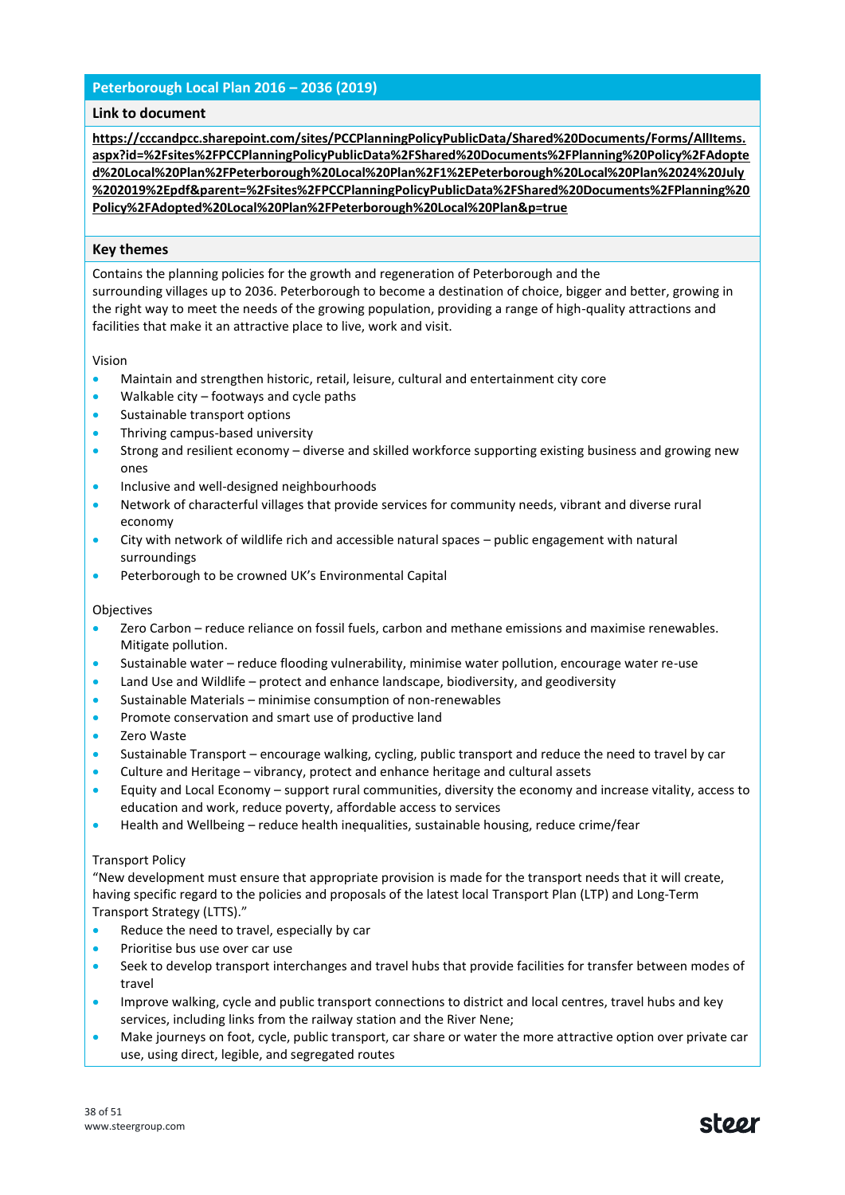## Peterborough Local Plan 2016 – 2036 (2019)

### Link to document

**https://cccandpcc.sharepoint.com/sites/PCCPlanningPolicyPublicData/Shared%20Documents/Forms/AllItems.aspx?id=%2Fsites%2FPCCPlanningPolicyPublicData%2FShared%20Documents%2FPlanning%20Policy%2FAdopted%20Local%20Plan%2FPeterborough%20Local%20Plan%2F1%2EPeterborough%20Local%20Plan%2024%20July%202019%2Epdf&parent=%2Fsites%2FPCCPlanningPolicyPublicData%2FShared%20Documents%2FPlanning%20Policy%2FAdopted%20Local%20Plan%2FPeterborough%20Local%20Plan&p=true**

### Key themes

Contains the planning policies for the growth and regeneration of Peterborough and the surrounding villages up to 2036. Peterborough to become a destination of choice, bigger and better, growing in the right way to meet the needs of the growing population, providing a range of high-quality attractions and facilities that make it an attractive place to live, work and visit.

Vision

- Maintain and strengthen historic, retail, leisure, cultural and entertainment city core
- Walkable city – footways and cycle paths
- Sustainable transport options
- Thriving campus-based university
- Strong and resilient economy – diverse and skilled workforce supporting existing business and growing new ones
- Inclusive and well-designed neighbourhoods
- Network of characterful villages that provide services for community needs, vibrant and diverse rural economy
- City with network of wildlife rich and accessible natural spaces – public engagement with natural surroundings
- Peterborough to be crowned UK's Environmental Capital

Objectives

- Zero Carbon – reduce reliance on fossil fuels, carbon and methane emissions and maximise renewables. Mitigate pollution.
- Sustainable water – reduce flooding vulnerability, minimise water pollution, encourage water re-use
- Land Use and Wildlife – protect and enhance landscape, biodiversity, and geodiversity
- Sustainable Materials – minimise consumption of non-renewables
- Promote conservation and smart use of productive land
- Zero Waste
- Sustainable Transport – encourage walking, cycling, public transport and reduce the need to travel by car
- Culture and Heritage – vibrancy, protect and enhance heritage and cultural assets
- Equity and Local Economy – support rural communities, diversity the economy and increase vitality, access to education and work, reduce poverty, affordable access to services
- Health and Wellbeing – reduce health inequalities, sustainable housing, reduce crime/fear

Transport Policy

"New development must ensure that appropriate provision is made for the transport needs that it will create, having specific regard to the policies and proposals of the latest local Transport Plan (LTP) and Long-Term Transport Strategy (LTTS)."

- Reduce the need to travel, especially by car
- Prioritise bus use over car use
- Seek to develop transport interchanges and travel hubs that provide facilities for transfer between modes of travel
- Improve walking, cycle and public transport connections to district and local centres, travel hubs and key services, including links from the railway station and the River Nene;
- Make journeys on foot, cycle, public transport, car share or water the more attractive option over private car use, using direct, legible, and segregated routes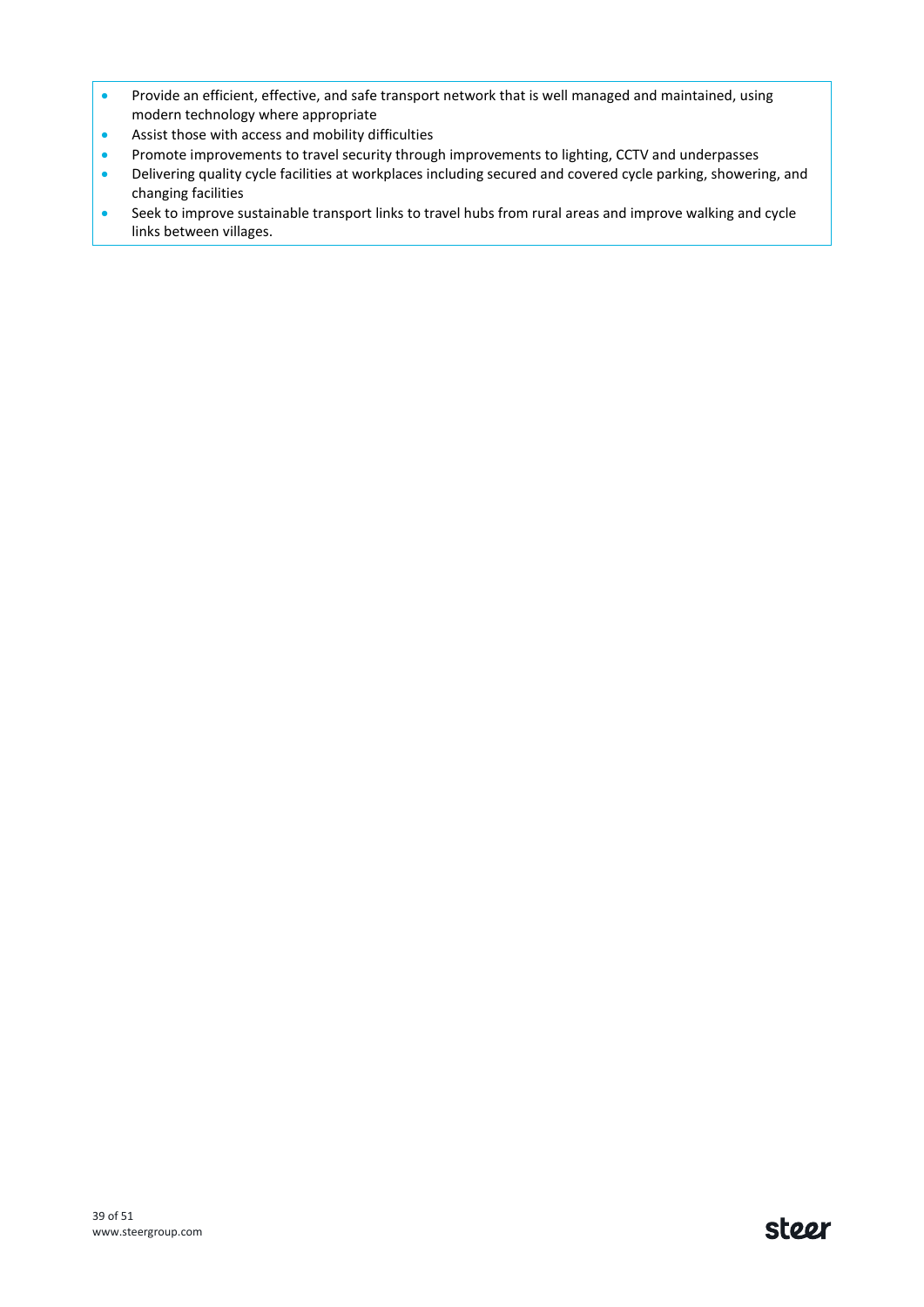- Provide an efficient, effective, and safe transport network that is well managed and maintained, using modern technology where appropriate
- Assist those with access and mobility difficulties
- Promote improvements to travel security through improvements to lighting, CCTV and underpasses
- Delivering quality cycle facilities at workplaces including secured and covered cycle parking, showering, and changing facilities
- Seek to improve sustainable transport links to travel hubs from rural areas and improve walking and cycle links between villages.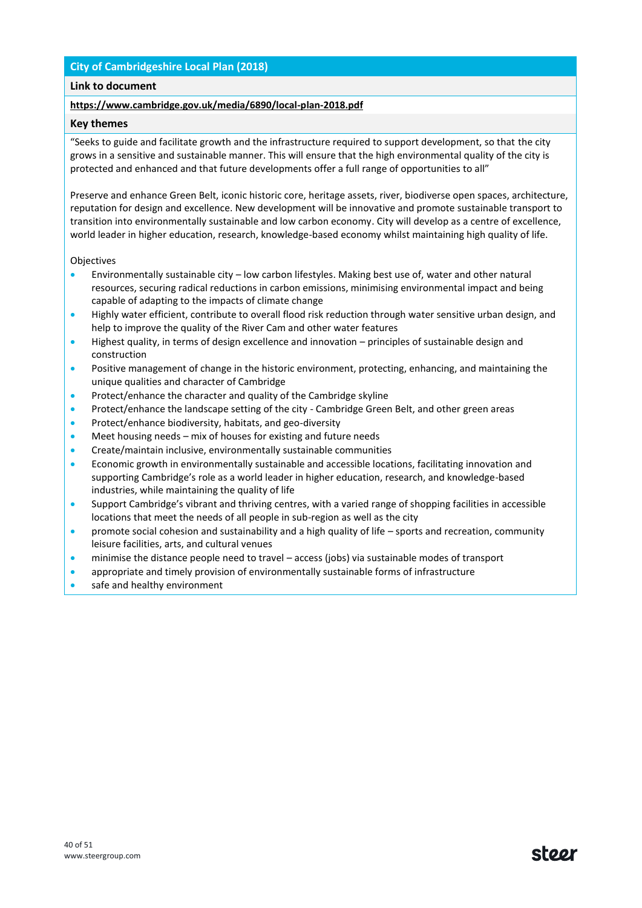## City of Cambridgeshire Local Plan (2018)

**Link to document**

**https://www.cambridge.gov.uk/media/6890/local-plan-2018.pdf**

**Key themes**

"Seeks to guide and facilitate growth and the infrastructure required to support development, so that the city grows in a sensitive and sustainable manner. This will ensure that the high environmental quality of the city is protected and enhanced and that future developments offer a full range of opportunities to all"

Preserve and enhance Green Belt, iconic historic core, heritage assets, river, biodiverse open spaces, architecture, reputation for design and excellence. New development will be innovative and promote sustainable transport to transition into environmentally sustainable and low carbon economy. City will develop as a centre of excellence, world leader in higher education, research, knowledge-based economy whilst maintaining high quality of life.

Objectives

- Environmentally sustainable city – low carbon lifestyles. Making best use of, water and other natural resources, securing radical reductions in carbon emissions, minimising environmental impact and being capable of adapting to the impacts of climate change
- Highly water efficient, contribute to overall flood risk reduction through water sensitive urban design, and help to improve the quality of the River Cam and other water features
- Highest quality, in terms of design excellence and innovation – principles of sustainable design and construction
- Positive management of change in the historic environment, protecting, enhancing, and maintaining the unique qualities and character of Cambridge
- Protect/enhance the character and quality of the Cambridge skyline
- Protect/enhance the landscape setting of the city - Cambridge Green Belt, and other green areas
- Protect/enhance biodiversity, habitats, and geo-diversity
- Meet housing needs – mix of houses for existing and future needs
- Create/maintain inclusive, environmentally sustainable communities
- Economic growth in environmentally sustainable and accessible locations, facilitating innovation and supporting Cambridge's role as a world leader in higher education, research, and knowledge-based industries, while maintaining the quality of life
- Support Cambridge's vibrant and thriving centres, with a varied range of shopping facilities in accessible locations that meet the needs of all people in sub-region as well as the city
- promote social cohesion and sustainability and a high quality of life – sports and recreation, community leisure facilities, arts, and cultural venues
- minimise the distance people need to travel – access (jobs) via sustainable modes of transport
- appropriate and timely provision of environmentally sustainable forms of infrastructure
- safe and healthy environment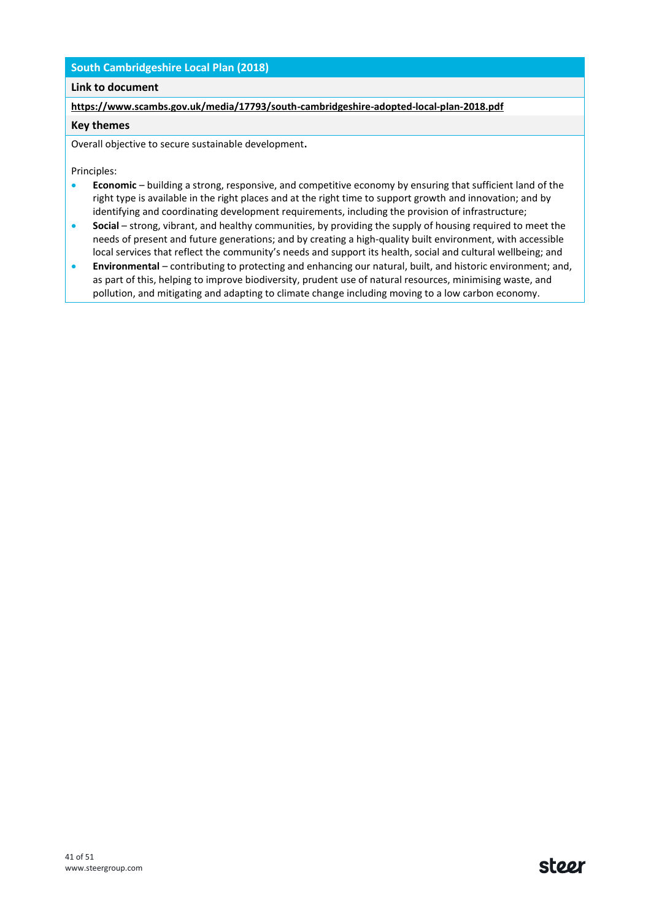## South Cambridgeshire Local Plan (2018)

**Link to document**

**https://www.scambs.gov.uk/media/17793/south-cambridgeshire-adopted-local-plan-2018.pdf**

**Key themes**

Overall objective to secure sustainable development**.**

Principles:

- **Economic** – building a strong, responsive, and competitive economy by ensuring that sufficient land of the right type is available in the right places and at the right time to support growth and innovation; and by identifying and coordinating development requirements, including the provision of infrastructure;
- **Social** – strong, vibrant, and healthy communities, by providing the supply of housing required to meet the needs of present and future generations; and by creating a high-quality built environment, with accessible local services that reflect the community's needs and support its health, social and cultural wellbeing; and
- **Environmental** – contributing to protecting and enhancing our natural, built, and historic environment; and, as part of this, helping to improve biodiversity, prudent use of natural resources, minimising waste, and pollution, and mitigating and adapting to climate change including moving to a low carbon economy.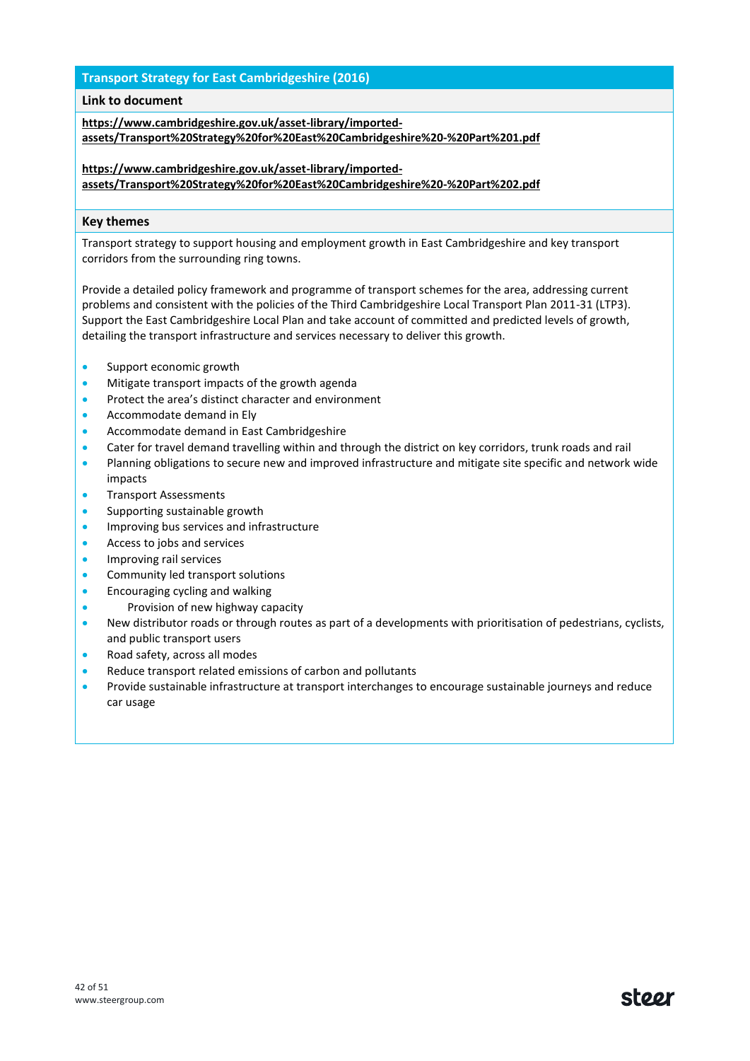## Transport Strategy for East Cambridgeshire (2016)

### Link to document

**https://www.cambridgeshire.gov.uk/asset-library/imported-assets/Transport%20Strategy%20for%20East%20Cambridgeshire%20-%20Part%201.pdf**

**https://www.cambridgeshire.gov.uk/asset-library/imported-assets/Transport%20Strategy%20for%20East%20Cambridgeshire%20-%20Part%202.pdf**

### Key themes

Transport strategy to support housing and employment growth in East Cambridgeshire and key transport corridors from the surrounding ring towns.

Provide a detailed policy framework and programme of transport schemes for the area, addressing current problems and consistent with the policies of the Third Cambridgeshire Local Transport Plan 2011-31 (LTP3). Support the East Cambridgeshire Local Plan and take account of committed and predicted levels of growth, detailing the transport infrastructure and services necessary to deliver this growth.

- Support economic growth
- Mitigate transport impacts of the growth agenda
- Protect the area's distinct character and environment
- Accommodate demand in Ely
- Accommodate demand in East Cambridgeshire
- Cater for travel demand travelling within and through the district on key corridors, trunk roads and rail
- Planning obligations to secure new and improved infrastructure and mitigate site specific and network wide impacts
- Transport Assessments
- Supporting sustainable growth
- Improving bus services and infrastructure
- Access to jobs and services
- Improving rail services
- Community led transport solutions
- Encouraging cycling and walking
- Provision of new highway capacity
- New distributor roads or through routes as part of a developments with prioritisation of pedestrians, cyclists, and public transport users
- Road safety, across all modes
- Reduce transport related emissions of carbon and pollutants
- Provide sustainable infrastructure at transport interchanges to encourage sustainable journeys and reduce car usage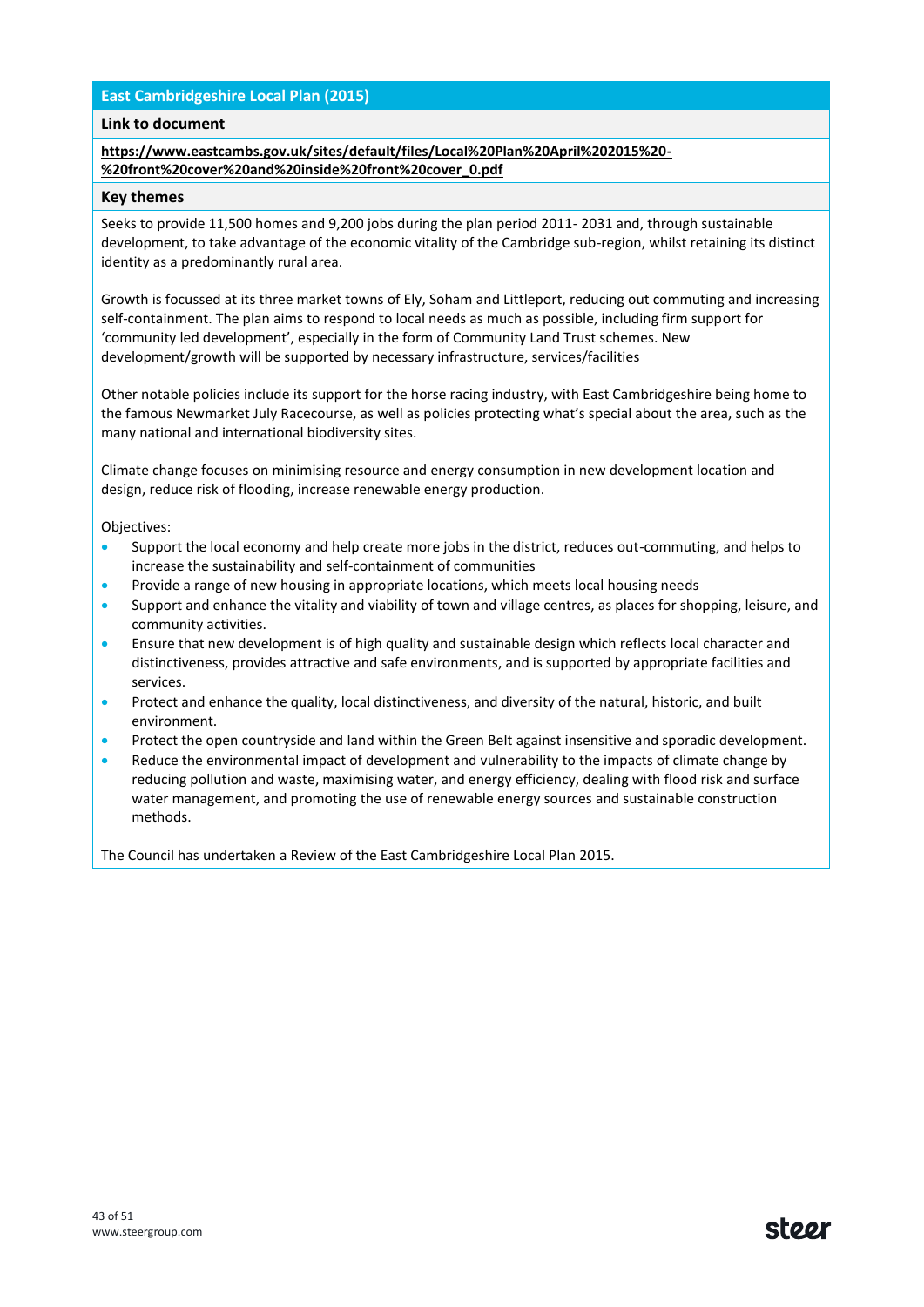## East Cambridgeshire Local Plan (2015)

### Link to document

**https://www.eastcambs.gov.uk/sites/default/files/Local%20Plan%20April%202015%20-%20front%20cover%20and%20inside%20front%20cover_0.pdf**

### Key themes

Seeks to provide 11,500 homes and 9,200 jobs during the plan period 2011- 2031 and, through sustainable development, to take advantage of the economic vitality of the Cambridge sub-region, whilst retaining its distinct identity as a predominantly rural area.

Growth is focussed at its three market towns of Ely, Soham and Littleport, reducing out commuting and increasing self-containment. The plan aims to respond to local needs as much as possible, including firm support for 'community led development', especially in the form of Community Land Trust schemes. New development/growth will be supported by necessary infrastructure, services/facilities

Other notable policies include its support for the horse racing industry, with East Cambridgeshire being home to the famous Newmarket July Racecourse, as well as policies protecting what's special about the area, such as the many national and international biodiversity sites.

Climate change focuses on minimising resource and energy consumption in new development location and design, reduce risk of flooding, increase renewable energy production.

Objectives:

- Support the local economy and help create more jobs in the district, reduces out-commuting, and helps to increase the sustainability and self-containment of communities
- Provide a range of new housing in appropriate locations, which meets local housing needs
- Support and enhance the vitality and viability of town and village centres, as places for shopping, leisure, and community activities.
- Ensure that new development is of high quality and sustainable design which reflects local character and distinctiveness, provides attractive and safe environments, and is supported by appropriate facilities and services.
- Protect and enhance the quality, local distinctiveness, and diversity of the natural, historic, and built environment.
- Protect the open countryside and land within the Green Belt against insensitive and sporadic development.
- Reduce the environmental impact of development and vulnerability to the impacts of climate change by reducing pollution and waste, maximising water, and energy efficiency, dealing with flood risk and surface water management, and promoting the use of renewable energy sources and sustainable construction methods.

The Council has undertaken a Review of the East Cambridgeshire Local Plan 2015.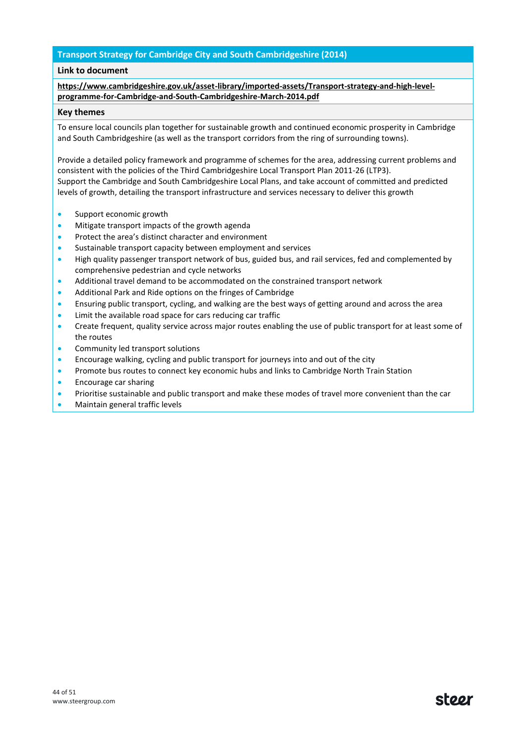## Transport Strategy for Cambridge City and South Cambridgeshire (2014)

**Link to document**

**https://www.cambridgeshire.gov.uk/asset-library/imported-assets/Transport-strategy-and-high-level-programme-for-Cambridge-and-South-Cambridgeshire-March-2014.pdf**

**Key themes**

To ensure local councils plan together for sustainable growth and continued economic prosperity in Cambridge and South Cambridgeshire (as well as the transport corridors from the ring of surrounding towns).

Provide a detailed policy framework and programme of schemes for the area, addressing current problems and consistent with the policies of the Third Cambridgeshire Local Transport Plan 2011-26 (LTP3).
Support the Cambridge and South Cambridgeshire Local Plans, and take account of committed and predicted levels of growth, detailing the transport infrastructure and services necessary to deliver this growth

- Support economic growth
- Mitigate transport impacts of the growth agenda
- Protect the area's distinct character and environment
- Sustainable transport capacity between employment and services
- High quality passenger transport network of bus, guided bus, and rail services, fed and complemented by comprehensive pedestrian and cycle networks
- Additional travel demand to be accommodated on the constrained transport network
- Additional Park and Ride options on the fringes of Cambridge
- Ensuring public transport, cycling, and walking are the best ways of getting around and across the area
- Limit the available road space for cars reducing car traffic
- Create frequent, quality service across major routes enabling the use of public transport for at least some of the routes
- Community led transport solutions
- Encourage walking, cycling and public transport for journeys into and out of the city
- Promote bus routes to connect key economic hubs and links to Cambridge North Train Station
- Encourage car sharing
- Prioritise sustainable and public transport and make these modes of travel more convenient than the car
- Maintain general traffic levels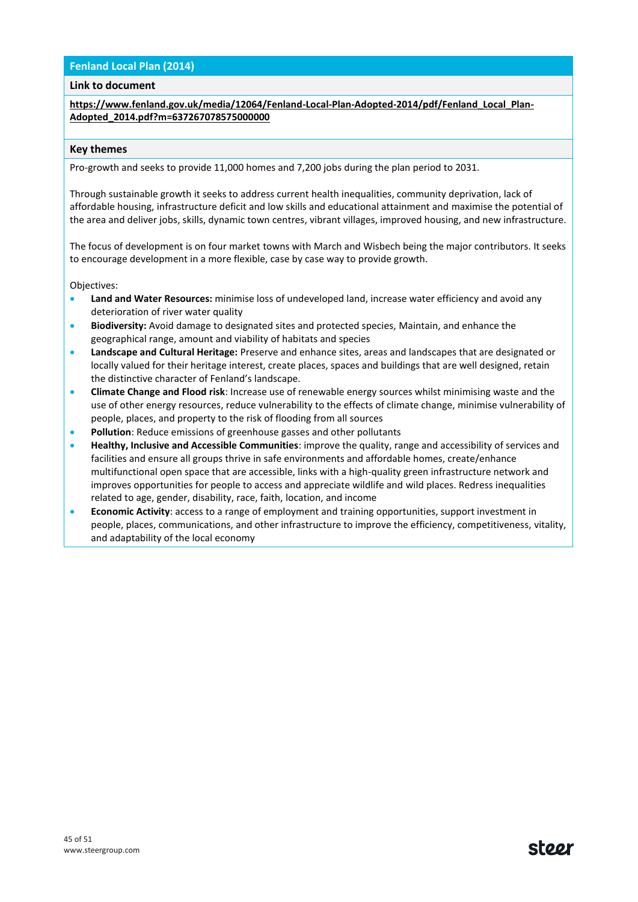## Fenland Local Plan (2014)

### Link to document

**https://www.fenland.gov.uk/media/12064/Fenland-Local-Plan-Adopted-2014/pdf/Fenland_Local_Plan-Adopted_2014.pdf?m=637267078575000000**

### Key themes

Pro-growth and seeks to provide 11,000 homes and 7,200 jobs during the plan period to 2031.

Through sustainable growth it seeks to address current health inequalities, community deprivation, lack of affordable housing, infrastructure deficit and low skills and educational attainment and maximise the potential of the area and deliver jobs, skills, dynamic town centres, vibrant villages, improved housing, and new infrastructure.

The focus of development is on four market towns with March and Wisbech being the major contributors. It seeks to encourage development in a more flexible, case by case way to provide growth.

Objectives:

- **Land and Water Resources:** minimise loss of undeveloped land, increase water efficiency and avoid any deterioration of river water quality
- **Biodiversity:** Avoid damage to designated sites and protected species, Maintain, and enhance the geographical range, amount and viability of habitats and species
- **Landscape and Cultural Heritage:** Preserve and enhance sites, areas and landscapes that are designated or locally valued for their heritage interest, create places, spaces and buildings that are well designed, retain the distinctive character of Fenland's landscape.
- **Climate Change and Flood risk**: Increase use of renewable energy sources whilst minimising waste and the use of other energy resources, reduce vulnerability to the effects of climate change, minimise vulnerability of people, places, and property to the risk of flooding from all sources
- **Pollution**: Reduce emissions of greenhouse gasses and other pollutants
- **Healthy, Inclusive and Accessible Communities**: improve the quality, range and accessibility of services and facilities and ensure all groups thrive in safe environments and affordable homes, create/enhance multifunctional open space that are accessible, links with a high-quality green infrastructure network and improves opportunities for people to access and appreciate wildlife and wild places. Redress inequalities related to age, gender, disability, race, faith, location, and income
- **Economic Activity**: access to a range of employment and training opportunities, support investment in people, places, communications, and other infrastructure to improve the efficiency, competitiveness, vitality, and adaptability of the local economy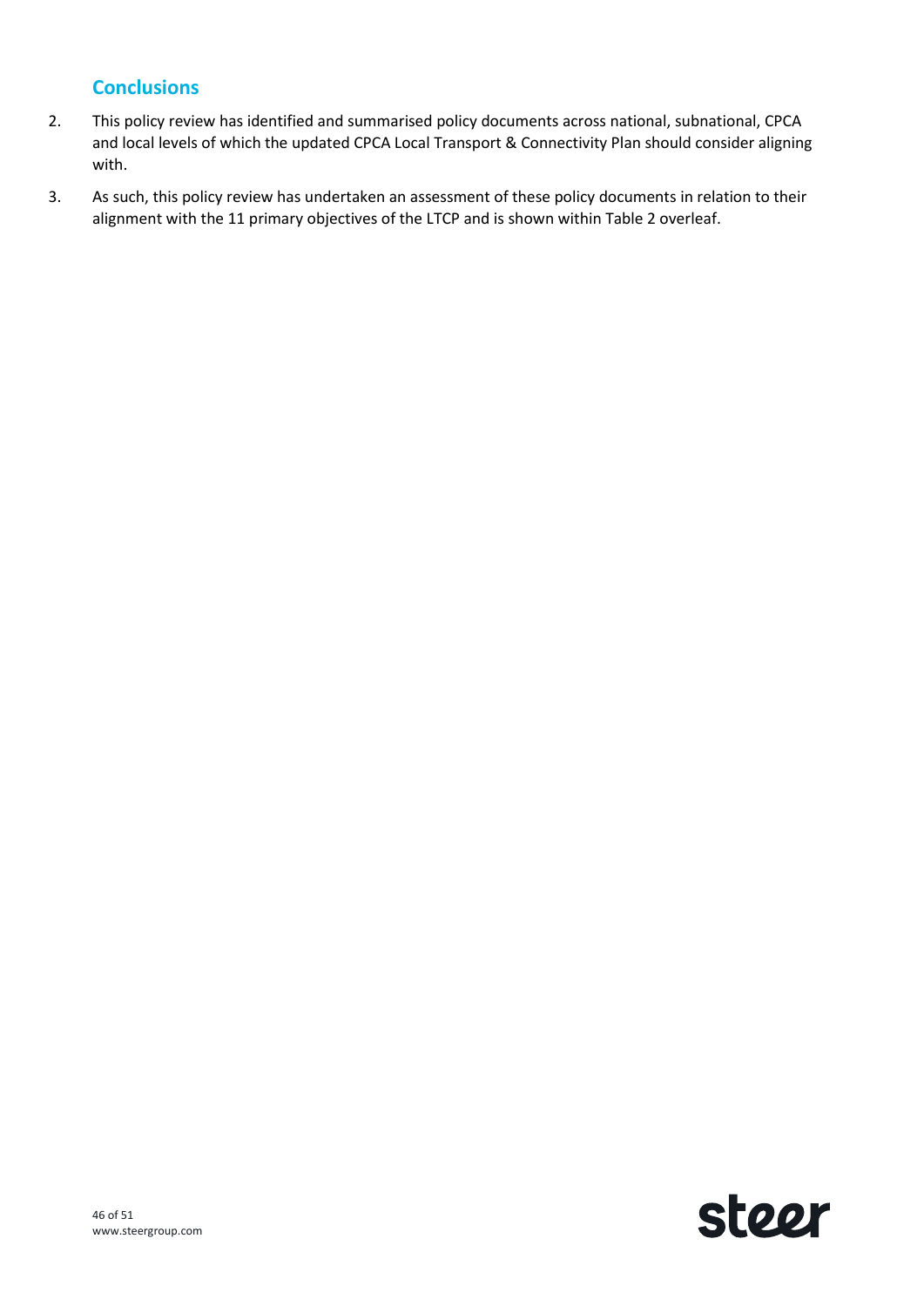## Conclusions

2. This policy review has identified and summarised policy documents across national, subnational, CPCA and local levels of which the updated CPCA Local Transport & Connectivity Plan should consider aligning with.
3. As such, this policy review has undertaken an assessment of these policy documents in relation to their alignment with the 11 primary objectives of the LTCP and is shown within Table 2 overleaf.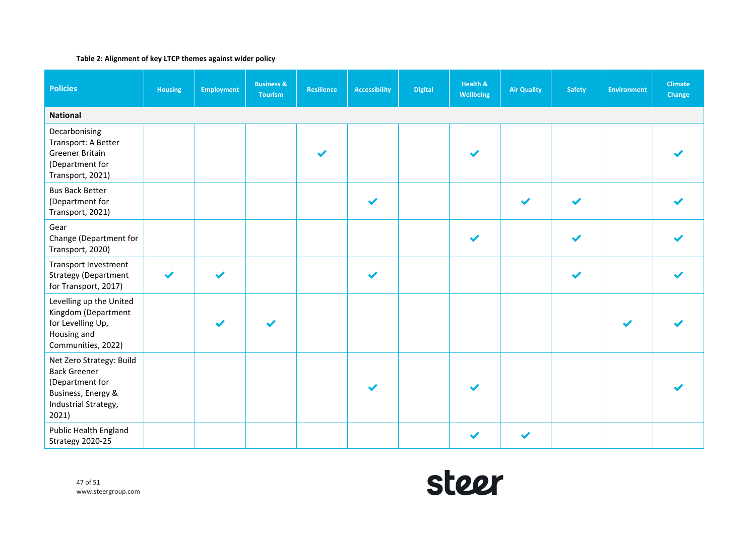**Table 2: Alignment of key LTCP themes against wider policy**

| Policies | Housing | Employment | Business & Tourism | Resilience | Accessibility | Digital | Health & Wellbeing | Air Quality | Safety | Environment | Climate Change |
|---|---|---|---|---|---|---|---|---|---|---|---|
| **National** | | | | | | | | | | | |
| Decarbonising Transport: A Better Greener Britain (Department for Transport, 2021) | | | | ✔ | | | ✔ | | | | ✔ |
| Bus Back Better (Department for Transport, 2021) | | | | | ✔ | | | ✔ | ✔ | | ✔ |
| Gear Change (Department for Transport, 2020) | | | | | | | ✔ | | ✔ | | ✔ |
| Transport Investment Strategy (Department for Transport, 2017) | ✔ | ✔ | | | ✔ | | | | ✔ | | ✔ |
| Levelling up the United Kingdom (Department for Levelling Up, Housing and Communities, 2022) | | ✔ | ✔ | | | | | | | ✔ | ✔ |
| Net Zero Strategy: Build Back Greener (Department for Business, Energy & Industrial Strategy, 2021) | | | | | ✔ | | ✔ | | | | ✔ |
| Public Health England Strategy 2020-25 | | | | | | | ✔ | ✔ | | | |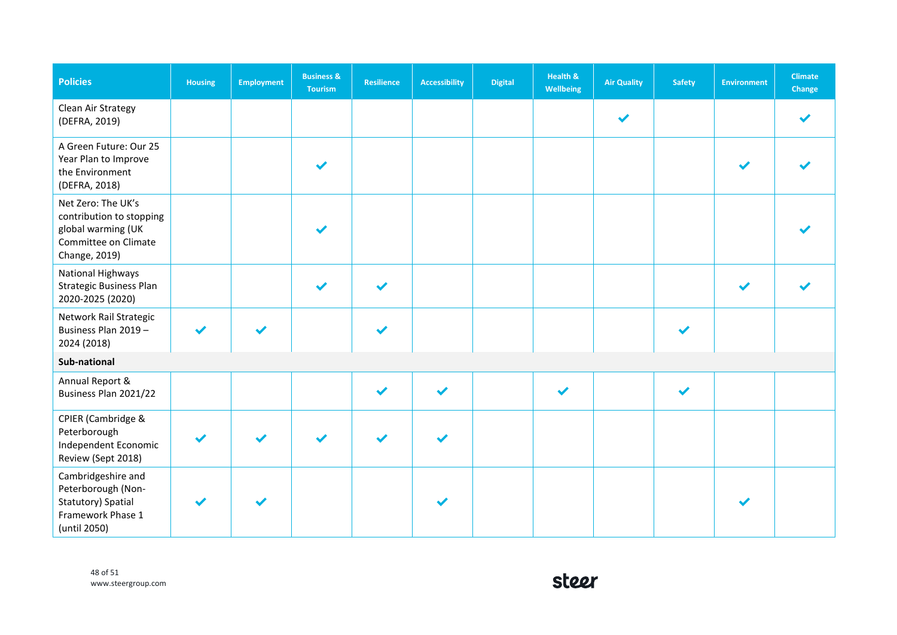| Policies | Housing | Employment | Business & Tourism | Resilience | Accessibility | Digital | Health & Wellbeing | Air Quality | Safety | Environment | Climate Change |
|---|---|---|---|---|---|---|---|---|---|---|---|
| Clean Air Strategy (DEFRA, 2019) | | | | | | | | ✓ | | | ✓ |
| A Green Future: Our 25 Year Plan to Improve the Environment (DEFRA, 2018) | | | ✓ | | | | | | | ✓ | ✓ |
| Net Zero: The UK's contribution to stopping global warming (UK Committee on Climate Change, 2019) | | | ✓ | | | | | | | | ✓ |
| National Highways Strategic Business Plan 2020-2025 (2020) | | | ✓ | ✓ | | | | | | ✓ | ✓ |
| Network Rail Strategic Business Plan 2019 – 2024 (2018) | ✓ | ✓ | | ✓ | | | | | ✓ | | |
| **Sub-national** | | | | | | | | | | | |
| Annual Report & Business Plan 2021/22 | | | | ✓ | ✓ | | ✓ | | ✓ | | |
| CPIER (Cambridge & Peterborough Independent Economic Review (Sept 2018) | ✓ | ✓ | ✓ | ✓ | ✓ | | | | | | |
| Cambridgeshire and Peterborough (Non-Statutory) Spatial Framework Phase 1 (until 2050) | ✓ | ✓ | | | ✓ | | | | | ✓ | |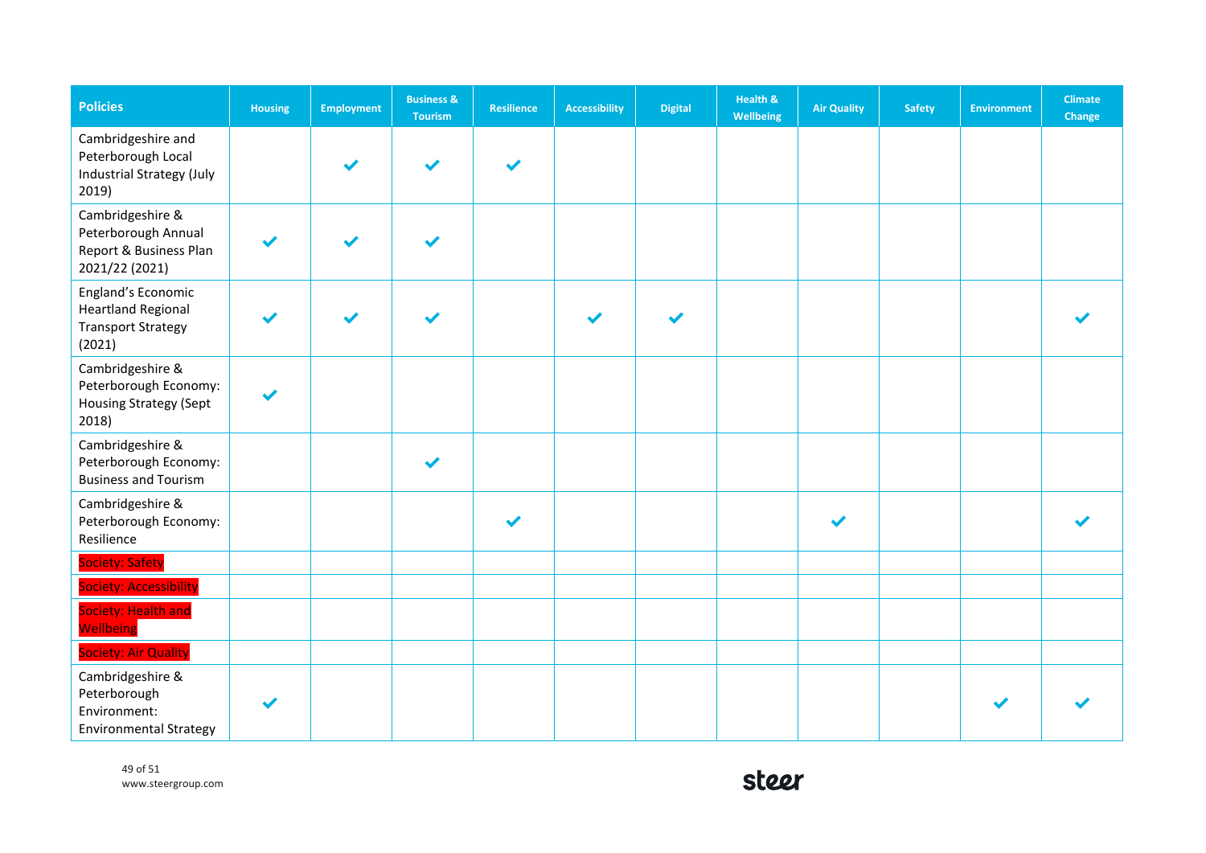| Policies | Housing | Employment | Business & Tourism | Resilience | Accessibility | Digital | Health & Wellbeing | Air Quality | Safety | Environment | Climate Change |
|---|---|---|---|---|---|---|---|---|---|---|---|
| Cambridgeshire and Peterborough Local Industrial Strategy (July 2019) | | ✓ | ✓ | ✓ | | | | | | | |
| Cambridgeshire & Peterborough Annual Report & Business Plan 2021/22 (2021) | ✓ | ✓ | ✓ | | | | | | | | |
| England's Economic Heartland Regional Transport Strategy (2021) | ✓ | ✓ | ✓ | | ✓ | ✓ | | | | | ✓ |
| Cambridgeshire & Peterborough Economy: Housing Strategy (Sept 2018) | ✓ | | | | | | | | | | |
| Cambridgeshire & Peterborough Economy: Business and Tourism | | | ✓ | | | | | | | | |
| Cambridgeshire & Peterborough Economy: Resilience | | | | ✓ | | | | ✓ | | | ✓ |
| Society: Safety | | | | | | | | | | | |
| Society: Accessibility | | | | | | | | | | | |
| Society: Health and Wellbeing | | | | | | | | | | | |
| Society: Air Quality | | | | | | | | | | | |
| Cambridgeshire & Peterborough Environment: Environmental Strategy | ✓ | | | | | | | | | ✓ | ✓ |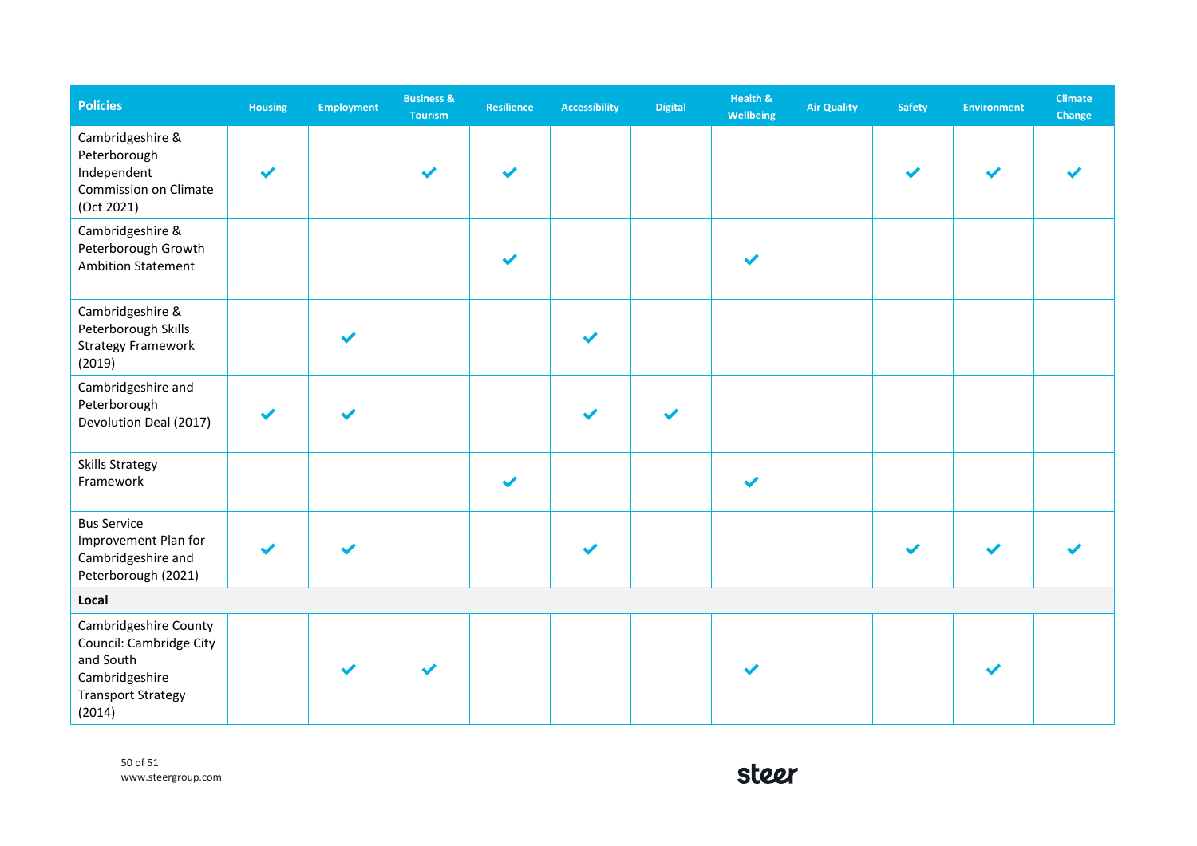| Policies | Housing | Employment | Business & Tourism | Resilience | Accessibility | Digital | Health & Wellbeing | Air Quality | Safety | Environment | Climate Change |
|---|---|---|---|---|---|---|---|---|---|---|---|
| Cambridgeshire & Peterborough Independent Commission on Climate (Oct 2021) | ✔ | | ✔ | ✔ | | | | | ✔ | ✔ | ✔ |
| Cambridgeshire & Peterborough Growth Ambition Statement | | | | ✔ | | | ✔ | | | | |
| Cambridgeshire & Peterborough Skills Strategy Framework (2019) | | ✔ | | | ✔ | | | | | | |
| Cambridgeshire and Peterborough Devolution Deal (2017) | ✔ | ✔ | | | ✔ | ✔ | | | | | |
| Skills Strategy Framework | | | | ✔ | | | ✔ | | | | |
| Bus Service Improvement Plan for Cambridgeshire and Peterborough (2021) | ✔ | ✔ | | | ✔ | | | | ✔ | ✔ | ✔ |
| **Local** | | | | | | | | | | | |
| Cambridgeshire County Council: Cambridge City and South Cambridgeshire Transport Strategy (2014) | | ✔ | ✔ | | | | ✔ | | | ✔ | |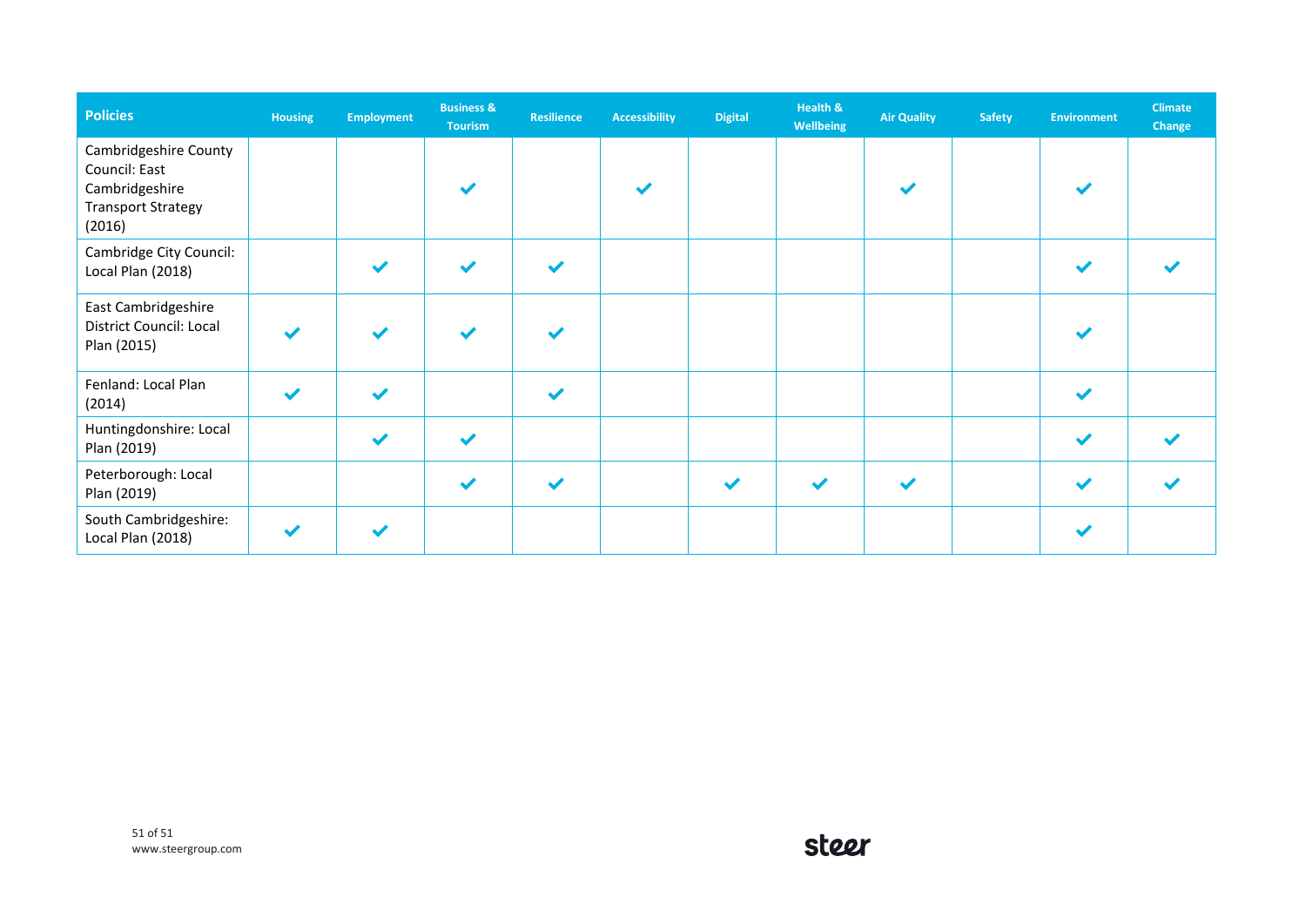| Policies | Housing | Employment | Business & Tourism | Resilience | Accessibility | Digital | Health & Wellbeing | Air Quality | Safety | Environment | Climate Change |
|---|---|---|---|---|---|---|---|---|---|---|---|
| Cambridgeshire County Council: East Cambridgeshire Transport Strategy (2016) | | | ✔ | | ✔ | | | ✔ | | ✔ | |
| Cambridge City Council: Local Plan (2018) | | ✔ | ✔ | ✔ | | | | | | ✔ | ✔ |
| East Cambridgeshire District Council: Local Plan (2015) | ✔ | ✔ | ✔ | ✔ | | | | | | ✔ | |
| Fenland: Local Plan (2014) | ✔ | ✔ | | ✔ | | | | | | ✔ | |
| Huntingdonshire: Local Plan (2019) | | ✔ | ✔ | | | | | | | ✔ | ✔ |
| Peterborough: Local Plan (2019) | | | ✔ | ✔ | | ✔ | ✔ | ✔ | | ✔ | ✔ |
| South Cambridgeshire: Local Plan (2018) | ✔ | ✔ | | | | | | | | ✔ | |